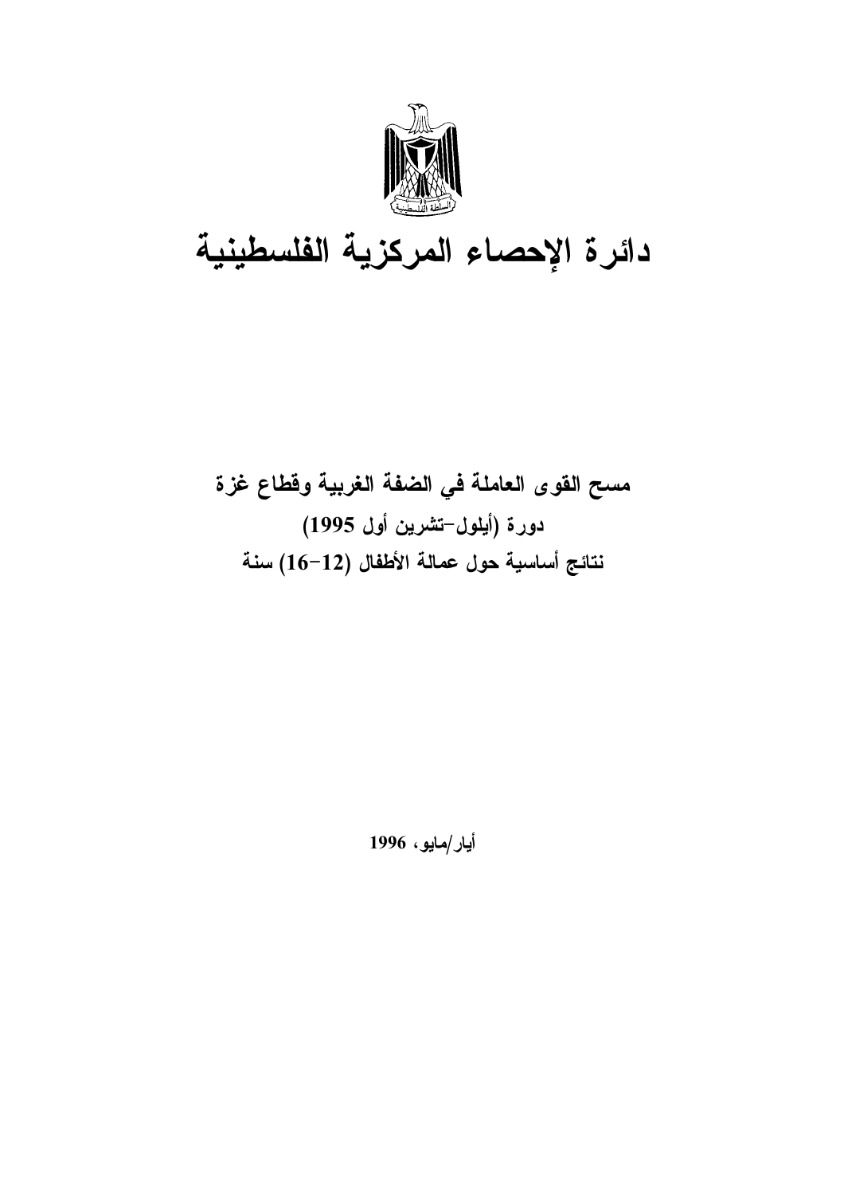# دائرة الإحصاء المركزية الفلسطينية

## مسح القوى العاملة في الضفة الغربية وقطاع غزة
## دورة (أيلول-تشرين أول 1995)
## نتائج أساسية حول عمالة الأطفال (12-16) سنة

أيار/مايو، 1996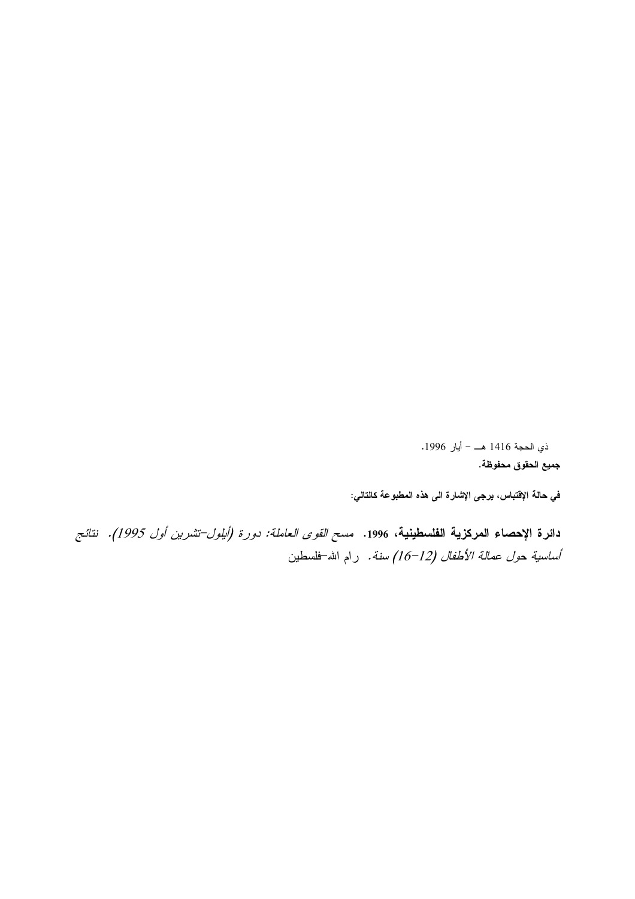ذي الحجة 1416 هـ - أيار 1996.

**جميع الحقوق محفوظة.**

**في حالة الإقتباس، يرجى الإشارة الى هذه المطبوعة كالتالي:**

**دائرة الإحصاء المركزية الفلسطينية، 1996.** *مسح القوى العاملة: دورة (أيلول-تشرين أول 1995). نتائج أساسية حول عمالة الأطفال (12-16) سنة.* رام الله-فلسطين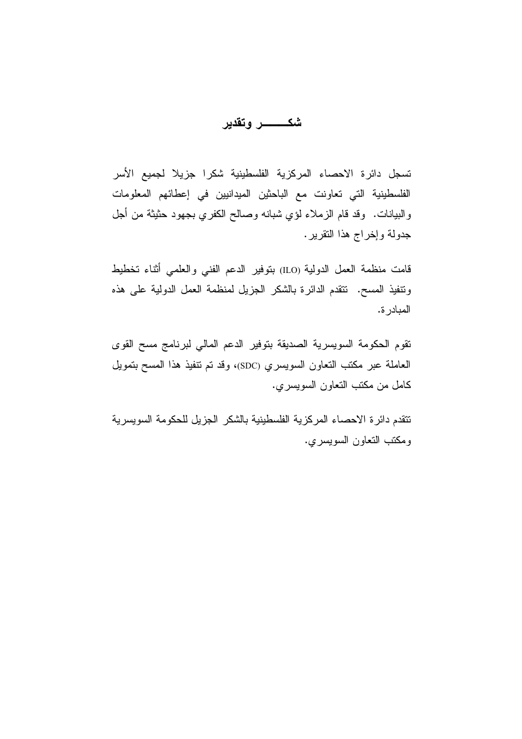# شكـــــــر وتقدير

تسجل دائرة الاحصاء المركزية الفلسطينية شكرا جزيلا لجميع الأسر الفلسطينية التي تعاونت مع الباحثين الميدانيين في إعطائهم المعلومات والبيانات. وقد قام الزملاء لؤي شبانه وصالح الكفري بجهود حثيثة من أجل جدولة وإخراج هذا التقرير.

قامت منظمة العمل الدولية (ILO) بتوفير الدعم الفني والعلمي أثناء تخطيط وتنفيذ المسح. تتقدم الدائرة بالشكر الجزيل لمنظمة العمل الدولية على هذه المبادرة.

تقوم الحكومة السويسرية الصديقة بتوفير الدعم المالي لبرنامج مسح القوى العاملة عبر مكتب التعاون السويسري (SDC)، وقد تم تنفيذ هذا المسح بتمويل كامل من مكتب التعاون السويسري.

تتقدم دائرة الاحصاء المركزية الفلسطينية بالشكر الجزيل للحكومة السويسرية ومكتب التعاون السويسري.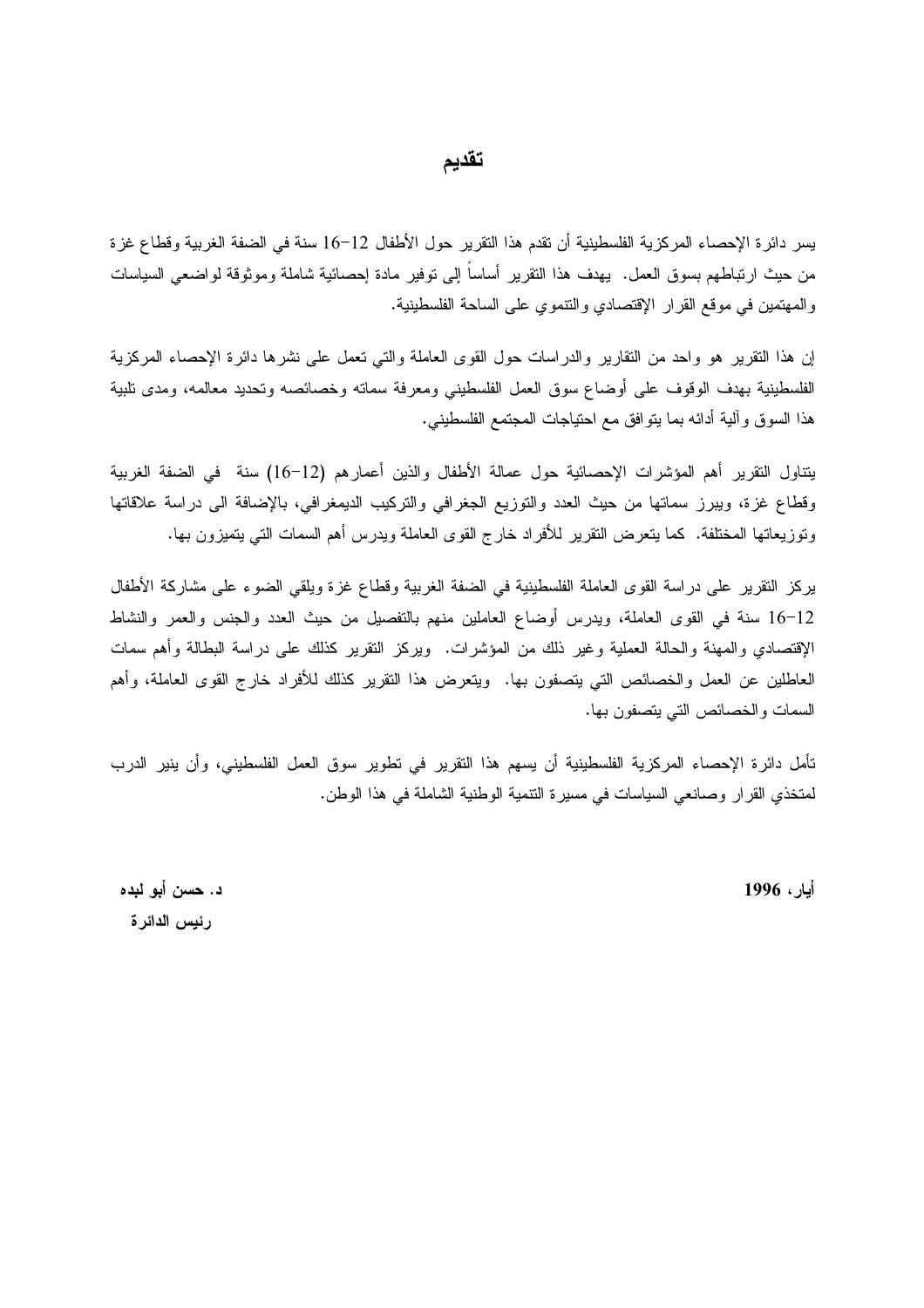# تقديم

يسر دائرة الإحصاء المركزية الفلسطينية أن تقدم هذا التقرير حول الأطفال 12–16 سنة في الضفة الغربية وقطاع غزة من حيث ارتباطهم بسوق العمل. يهدف هذا التقرير أساساً إلى توفير مادة إحصائية شاملة وموثوقة لواضعي السياسات والمهتمين في موقع القرار الإقتصادي والتنموي على الساحة الفلسطينية.

إن هذا التقرير هو واحد من التقارير والدراسات حول القوى العاملة والتي تعمل على نشرها دائرة الإحصاء المركزية الفلسطينية بهدف الوقوف على أوضاع سوق العمل الفلسطيني ومعرفة سماته وخصائصه وتحديد معالمه، ومدى تلبية هذا السوق وآلية أدائه بما يتوافق مع احتياجات المجتمع الفلسطيني.

يتناول التقرير أهم المؤشرات الإحصائية حول عمالة الأطفال والذين أعمارهم (12–16) سنة في الضفة الغربية وقطاع غزة، ويبرز سماتها من حيث العدد والتوزيع الجغرافي والتركيب الديمغرافي، بالإضافة الى دراسة علاقاتها وتوزيعاتها المختلفة. كما يتعرض التقرير للأفراد خارج القوى العاملة ويدرس أهم السمات التي يتميزون بها.

يركز التقرير على دراسة القوى العاملة الفلسطينية في الضفة الغربية وقطاع غزة ويلقي الضوء على مشاركة الأطفال 12–16 سنة في القوى العاملة، ويدرس أوضاع العاملين منهم بالتفصيل من حيث العدد والجنس والعمر والنشاط الإقتصادي والمهنة والحالة العملية وغير ذلك من المؤشرات. ويركز التقرير كذلك على دراسة البطالة وأهم سمات العاطلين عن العمل والخصائص التي يتصفون بها. ويتعرض هذا التقرير كذلك للأفراد خارج القوى العاملة، وأهم السمات والخصائص التي يتصفون بها.

تأمل دائرة الإحصاء المركزية الفلسطينية أن يسهم هذا التقرير في تطوير سوق العمل الفلسطيني، وأن ينير الدرب لمتخذي القرار وصانعي السياسات في مسيرة التنمية الوطنية الشاملة في هذا الوطن.

**د. حسن أبو لبده**
**رئيس الدائرة**

**أيار، 1996**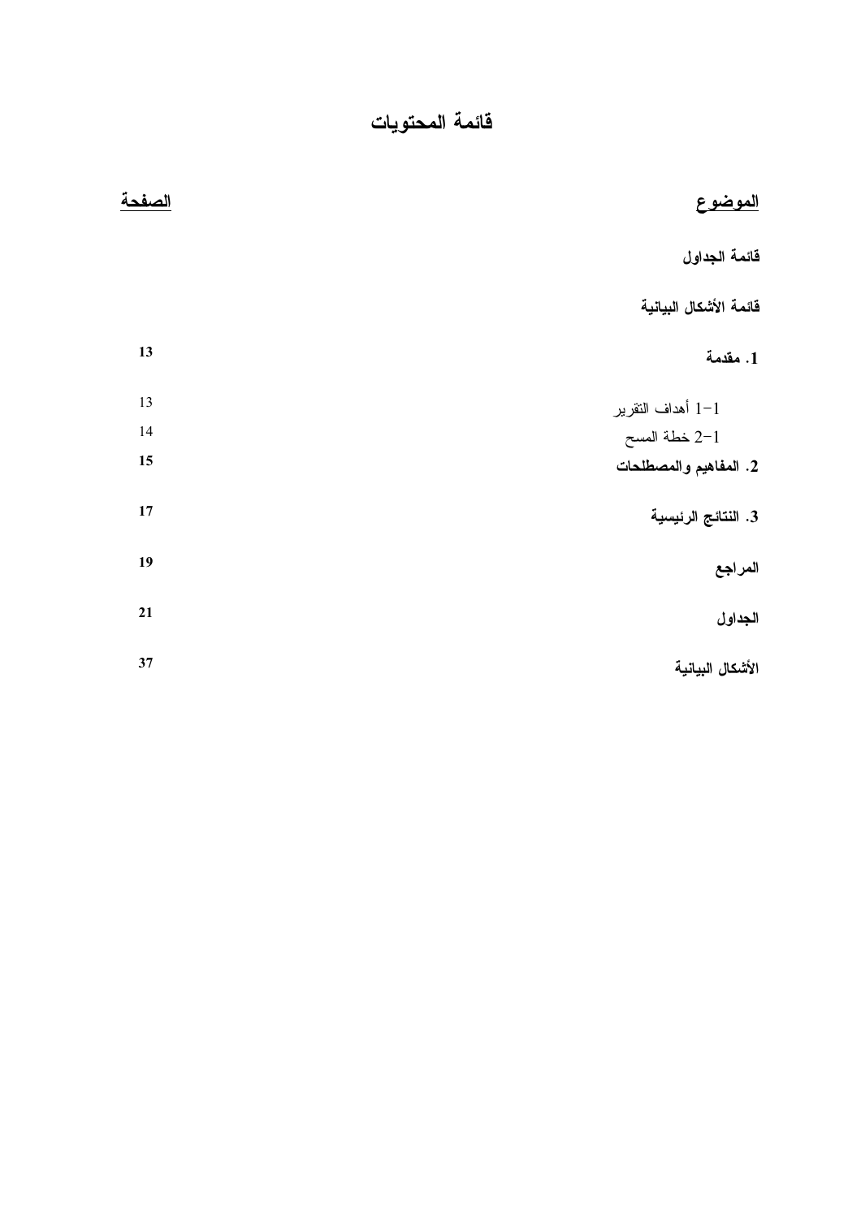# قائمة المحتويات

| الموضوع | الصفحة |
|---|---|
| **قائمة الجداول** | |
| **قائمة الأشكال البيانية** | |
| **1. مقدمة** | **13** |
| 1-1 أهداف التقرير | 13 |
| 1-2 خطة المسح | 14 |
| **2. المفاهيم والمصطلحات** | **15** |
| **3. النتائج الرئيسية** | **17** |
| **المراجع** | **19** |
| **الجداول** | **21** |
| **الأشكال البيانية** | **37** |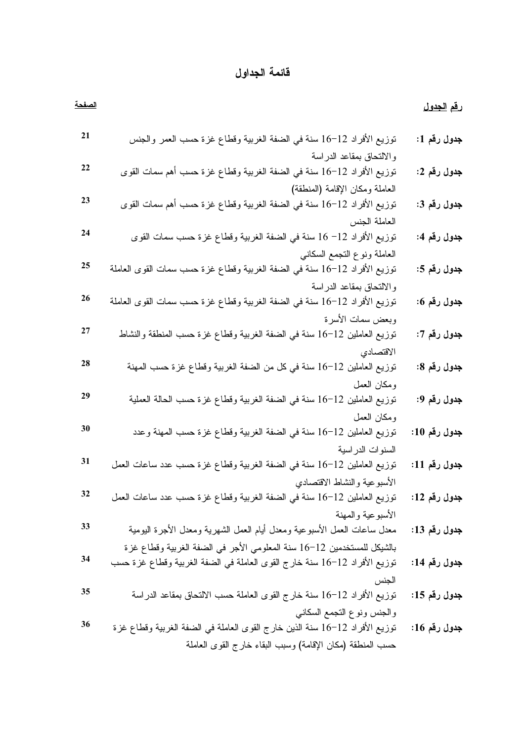# قائمة الجداول

| رقم الجدول | | الصفحة |
|---|---|---|
| جدول رقم 1: | توزيع الأفراد 12-16 سنة في الضفة الغربية وقطاع غزة حسب العمر والجنس والالتحاق بمقاعد الدراسة | 21 |
| جدول رقم 2: | توزيع الأفراد 12-16 سنة في الضفة الغربية وقطاع غزة حسب أهم سمات القوى العاملة ومكان الإقامة (المنطقة) | 22 |
| جدول رقم 3: | توزيع الأفراد 12-16 سنة في الضفة الغربية وقطاع غزة حسب أهم سمات القوى العاملة الجنس | 23 |
| جدول رقم 4: | توزيع الأفراد 12- 16 سنة في الضفة الغربية وقطاع غزة حسب سمات القوى العاملة ونوع التجمع السكاني | 24 |
| جدول رقم 5: | توزيع الأفراد 12-16 سنة في الضفة الغربية وقطاع غزة حسب سمات القوى العاملة والالتحاق بمقاعد الدراسة | 25 |
| جدول رقم 6: | توزيع الأفراد 12-16 سنة في الضفة الغربية وقطاع غزة حسب سمات القوى العاملة وبعض سمات الأسرة | 26 |
| جدول رقم 7: | توزيع العاملين 12-16 سنة في الضفة الغربية وقطاع غزة حسب المنطقة والنشاط الاقتصادي | 27 |
| جدول رقم 8: | توزيع العاملين 12-16 سنة في كل من الضفة الغربية وقطاع غزة حسب المهنة ومكان العمل | 28 |
| جدول رقم 9: | توزيع العاملين 12-16 سنة في الضفة الغربية وقطاع غزة حسب الحالة العملية ومكان العمل | 29 |
| جدول رقم 10: | توزيع العاملين 12-16 سنة في الضفة الغربية وقطاع غزة حسب المهنة وعدد السنوات الدراسية | 30 |
| جدول رقم 11: | توزيع العاملين 12-16 سنة في الضفة الغربية وقطاع غزة حسب عدد ساعات العمل الأسبوعية والنشاط الاقتصادي | 31 |
| جدول رقم 12: | توزيع العاملين 12-16 سنة في الضفة الغربية وقطاع غزة حسب عدد ساعات العمل الأسبوعية والمهنة | 32 |
| جدول رقم 13: | معدل ساعات العمل الأسبوعية ومعدل أيام العمل الشهرية ومعدل الأجرة اليومية بالشيكل للمستخدمين 12-16 سنة المعلومي الأجر في الضفة الغربية وقطاع غزة | 33 |
| جدول رقم 14: | توزيع الأفراد 12-16 سنة خارج القوى العاملة في الضفة الغربية وقطاع غزة حسب الجنس | 34 |
| جدول رقم 15: | توزيع الأفراد 12-16 سنة خارج القوى العاملة حسب الالتحاق بمقاعد الدراسة والجنس ونوع التجمع السكاني | 35 |
| جدول رقم 16: | توزيع الأفراد 12-16 سنة الذين خارج القوى العاملة في الضفة الغربية وقطاع غزة حسب المنطقة (مكان الإقامة) وسبب البقاء خارج القوى العاملة | 36 |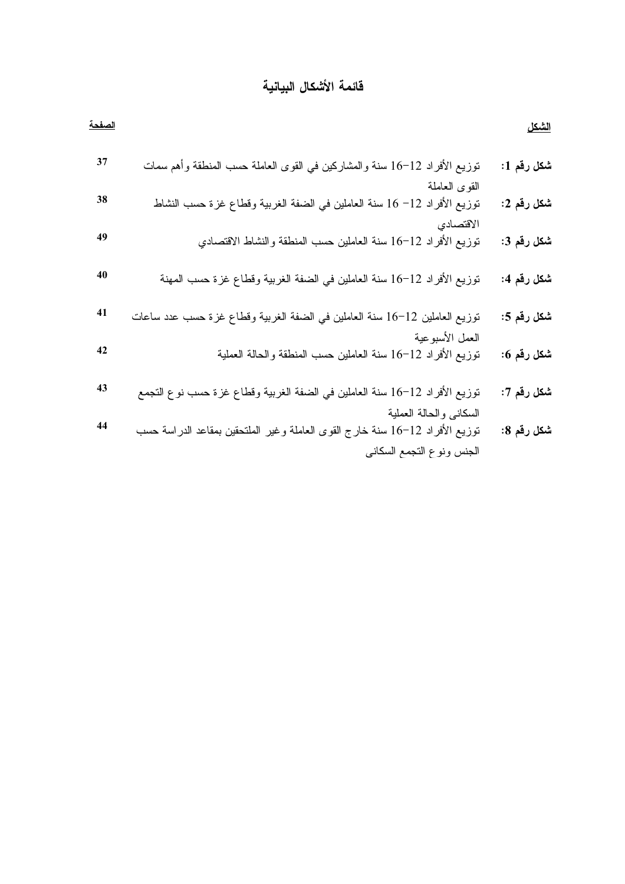# قائمة الأشكال البيانية

| الشكل | | الصفحة |
|---|---|---|
| **شكل رقم 1:** | توزيع الأفراد 12−16 سنة والمشاركين في القوى العاملة حسب المنطقة وأهم سمات القوى العاملة | 37 |
| **شكل رقم 2:** | توزيع الأفراد 12− 16 سنة العاملين في الضفة الغربية وقطاع غزة حسب النشاط الاقتصادي | 38 |
| **شكل رقم 3:** | توزيع الأفراد 12−16 سنة العاملين حسب المنطقة والنشاط الاقتصادي | 49 |
| **شكل رقم 4:** | توزيع الأفراد 12−16 سنة العاملين في الضفة الغربية وقطاع غزة حسب المهنة | 40 |
| **شكل رقم 5:** | توزيع العاملين 12−16 سنة العاملين في الضفة الغربية وقطاع غزة حسب عدد ساعات العمل الأسبوعية | 41 |
| **شكل رقم 6:** | توزيع الأفراد 12−16 سنة العاملين حسب المنطقة والحالة العملية | 42 |
| **شكل رقم 7:** | توزيع الأفراد 12−16 سنة العاملين في الضفة الغربية وقطاع غزة حسب نوع التجمع السكاني والحالة العملية | 43 |
| **شكل رقم 8:** | توزيع الأفراد 12−16 سنة خارج القوى العاملة وغير الملتحقين بمقاعد الدراسة حسب الجنس ونوع التجمع السكاني | 44 |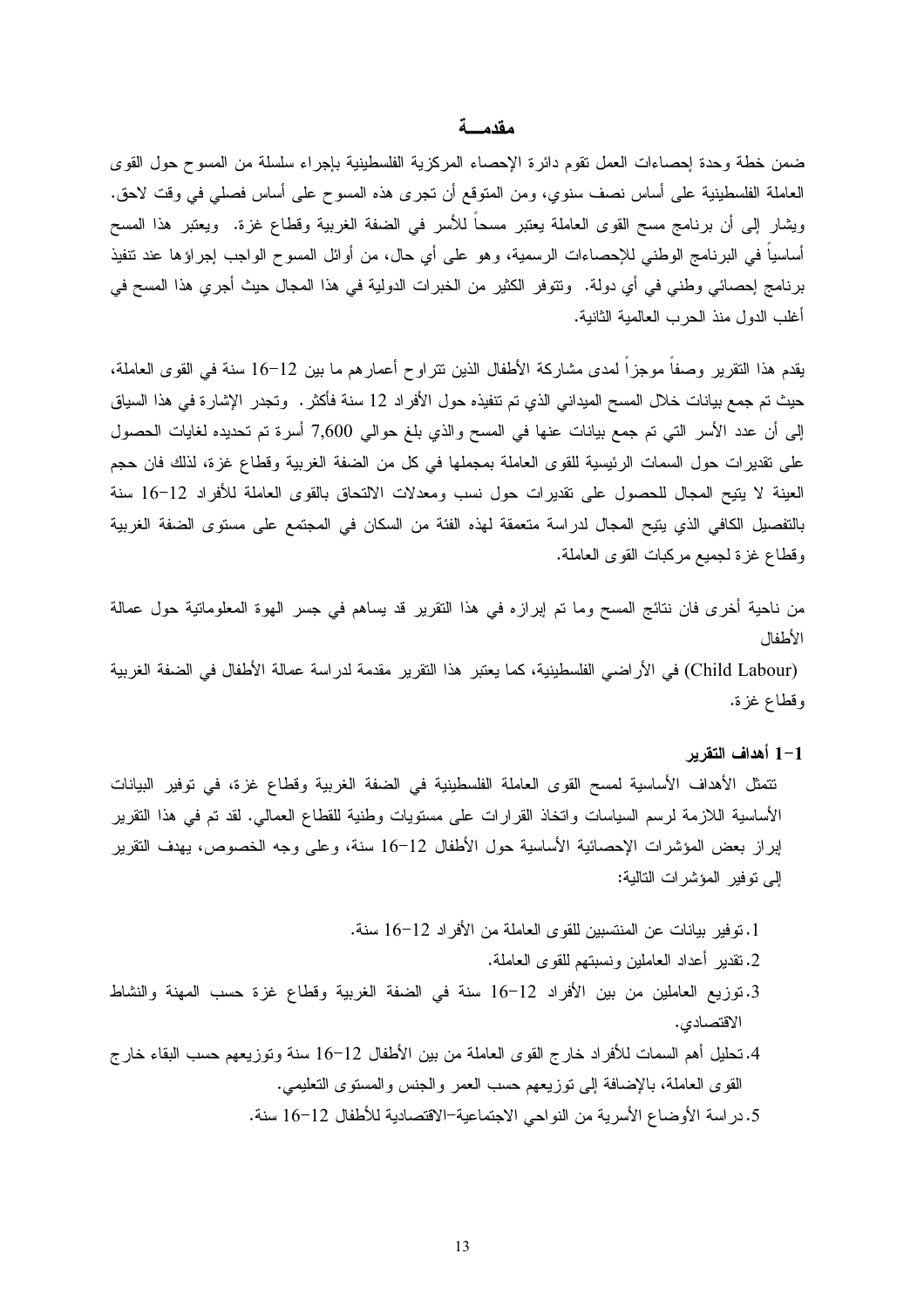## مقدمــة

ضمن خطة وحدة إحصاءات العمل تقوم دائرة الإحصاء المركزية الفلسطينية بإجراء سلسلة من المسوح حول القوى العاملة الفلسطينية على أساس نصف سنوي، ومن المتوقع أن تجرى هذه المسوح على أساس فصلي في وقت لاحق. ويشار إلى أن برنامج مسح القوى العاملة يعتبر مسحاً للأسر في الضفة الغربية وقطاع غزة. ويعتبر هذا المسح أساسياً في البرنامج الوطني للإحصاءات الرسمية، وهو على أي حال، من أوائل المسوح الواجب إجراؤها عند تنفيذ برنامج إحصائي وطني في أي دولة. وتتوفر الكثير من الخبرات الدولية في هذا المجال حيث أجري هذا المسح في أغلب الدول منذ الحرب العالمية الثانية.

يقدم هذا التقرير وصفاً موجزاً لمدى مشاركة الأطفال الذين تتراوح أعمارهم ما بين 12-16 سنة في القوى العاملة، حيث تم جمع بيانات خلال المسح الميداني الذي تم تنفيذه حول الأفراد 12 سنة فأكثر. وتجدر الإشارة في هذا السياق إلى أن عدد الأسر التي تم جمع بيانات عنها في المسح والذي بلغ حوالي 7,600 أسرة تم تحديده لغايات الحصول على تقديرات حول السمات الرئيسية للقوى العاملة بمجملها في كل من الضفة الغربية وقطاع غزة، لذلك فان حجم العينة لا يتيح المجال للحصول على تقديرات حول نسب ومعدلات الالتحاق بالقوى العاملة للأفراد 12-16 سنة بالتفصيل الكافي الذي يتيح المجال لدراسة متعمقة لهذه الفئة من السكان في المجتمع على مستوى الضفة الغربية وقطاع غزة لجميع مركبات القوى العاملة.

من ناحية أخرى فان نتائج المسح وما تم إبرازه في هذا التقرير قد يساهم في جسر الهوة المعلوماتية حول عمالة الأطفال

(Child Labour) في الأراضي الفلسطينية، كما يعتبر هذا التقرير مقدمة لدراسة عمالة الأطفال في الضفة الغربية وقطاع غزة.

### 1-1 أهداف التقرير

تتمثل الأهداف الأساسية لمسح القوى العاملة الفلسطينية في الضفة الغربية وقطاع غزة، في توفير البيانات الأساسية اللازمة لرسم السياسات واتخاذ القرارات على مستويات وطنية للقطاع العمالي. لقد تم في هذا التقرير إبراز بعض المؤشرات الإحصائية الأساسية حول الأطفال 12-16 سنة، وعلى وجه الخصوص، يهدف التقرير إلى توفير المؤشرات التالية:

1. توفير بيانات عن المنتسبين للقوى العاملة من الأفراد 12-16 سنة.
2. تقدير أعداد العاملين ونسبتهم للقوى العاملة.
3. توزيع العاملين من بين الأفراد 12-16 سنة في الضفة الغربية وقطاع غزة حسب المهنة والنشاط الاقتصادي.
4. تحليل أهم السمات للأفراد خارج القوى العاملة من بين الأطفال 12-16 سنة وتوزيعهم حسب البقاء خارج القوى العاملة، بالإضافة إلى توزيعهم حسب العمر والجنس والمستوى التعليمي.
5. دراسة الأوضاع الأسرية من النواحي الاجتماعية-الاقتصادية للأطفال 12-16 سنة.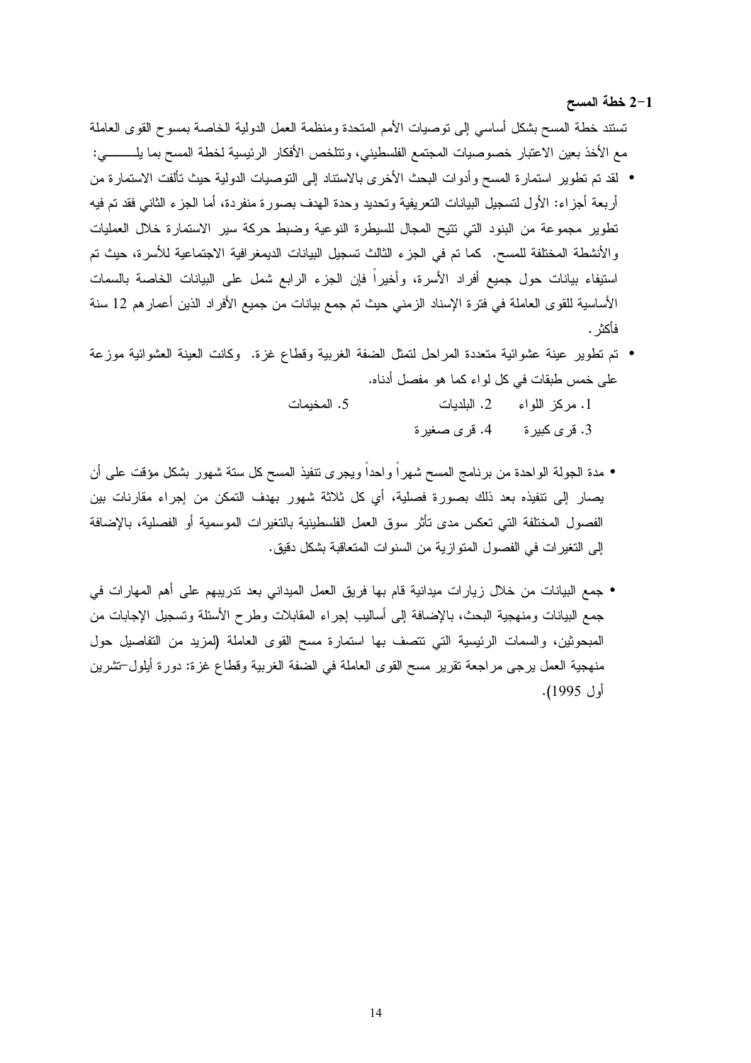### 2-1 خطة المسح

تستند خطة المسح بشكل أساسي إلى توصيات الأمم المتحدة ومنظمة العمل الدولية الخاصة بمسوح القوى العاملة مع الأخذ بعين الاعتبار خصوصيات المجتمع الفلسطيني، وتتلخص الأفكار الرئيسية لخطة المسح بما يلـــــــــي:

- لقد تم تطوير استمارة المسح وأدوات البحث الأخرى بالاستناد إلى التوصيات الدولية حيث تألفت الاستمارة من أربعة أجزاء: الأول لتسجيل البيانات التعريفية وتحديد وحدة الهدف بصورة منفردة، أما الجزء الثاني فقد تم فيه تطوير مجموعة من البنود التي تتيح المجال للسيطرة النوعية وضبط حركة سير الاستمارة خلال العمليات والأنشطة المختلفة للمسح. كما تم في الجزء الثالث تسجيل البيانات الديمغرافية الاجتماعية للأسرة، حيث تم استيفاء بيانات حول جميع أفراد الأسرة، وأخيراً فإن الجزء الرابع شمل على البيانات الخاصة بالسمات الأساسية للقوى العاملة في فترة الإسناد الزمني حيث تم جمع بيانات من جميع الأفراد الذين أعمارهم 12 سنة فأكثر.
- تم تطوير عينة عشوائية متعددة المراحل لتمثل الضفة الغربية وقطاع غزة. وكانت العينة العشوائية موزعة على خمس طبقات في كل لواء كما هو مفصل أدناه.

  1. مركز اللواء 2. البلديات 5. المخيمات
  3. قرى كبيرة 4. قرى صغيرة

- مدة الجولة الواحدة من برنامج المسح شهراً واحداً ويجرى تنفيذ المسح كل ستة شهور بشكل مؤقت على أن يصار إلى تنفيذه بعد ذلك بصورة فصلية، أي كل ثلاثة شهور بهدف التمكن من إجراء مقارنات بين الفصول المختلفة التي تعكس مدى تأثر سوق العمل الفلسطينية بالتغيرات الموسمية أو الفصلية، بالإضافة إلى التغيرات في الفصول المتوازية من السنوات المتعاقبة بشكل دقيق.

- جمع البيانات من خلال زيارات ميدانية قام بها فريق العمل الميداني بعد تدريبهم على أهم المهارات في جمع البيانات ومنهجية البحث، بالإضافة إلى أساليب إجراء المقابلات وطرح الأسئلة وتسجيل الإجابات من المبحوثين، والسمات الرئيسية التي تتصف بها استمارة مسح القوى العاملة (لمزيد من التفاصيل حول منهجية العمل يرجى مراجعة تقرير مسح القوى العاملة في الضفة الغربية وقطاع غزة: دورة أيلول-تشرين أول 1995).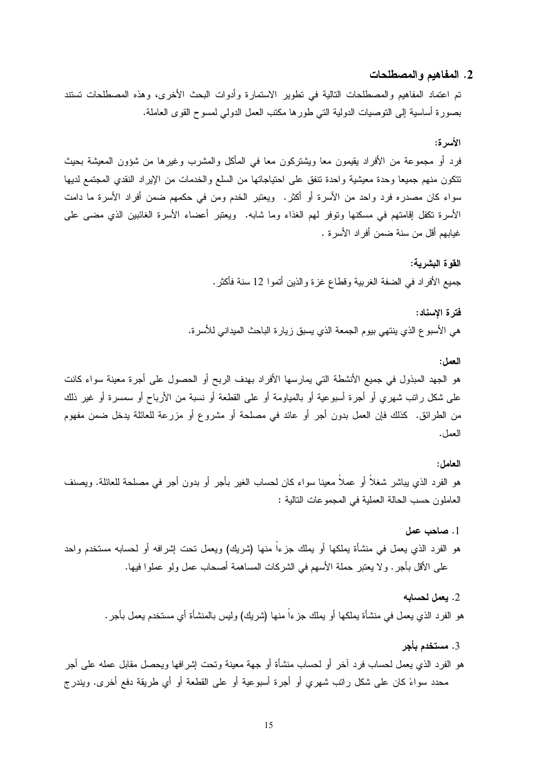## 2. المفاهيم والمصطلحات

تم اعتماد المفاهيم والمصطلحات التالية في تطوير الاستمارة وأدوات البحث الأخرى، وهذه المصطلحات تستند بصورة أساسية إلى التوصيات الدولية التي طورها مكتب العمل الدولي لمسوح القوى العاملة.

**الأسرة:**

فرد أو مجموعة من الأفراد يقيمون معا ويشتركون معا في المأكل والمشرب وغيرها من شؤون المعيشة بحيث تتكون منهم جميعا وحدة معيشية واحدة تنفق على احتياجاتها من السلع والخدمات من الإيراد النقدي المجتمع لديها سواء كان مصدره فرد واحد من الأسرة أو أكثر. ويعتبر الخدم ومن في حكمهم ضمن أفراد الأسرة ما دامت الأسرة تكفل إقامتهم في مسكنها وتوفر لهم الغذاء وما شابه. ويعتبر أعضاء الأسرة الغائبين الذي مضى على غيابهم أقل من سنة ضمن أفراد الأسرة .

**القوة البشرية:**

جميع الأفراد في الضفة الغربية وقطاع غزة والذين أتموا 12 سنة فأكثر.

**فترة الإسناد:**

هي الأسبوع الذي ينتهي بيوم الجمعة الذي يسبق زيارة الباحث الميداني للأسرة.

**العمل:**

هو الجهد المبذول في جميع الأنشطة التي يمارسها الأفراد بهدف الربح أو الحصول على أجرة معينة سواء كانت على شكل راتب شهري أو أجرة أسبوعية أو بالمياومة أو على القطعة أو نسبة من الأرباح أو سمسرة أو غير ذلك من الطرائق. كذلك فإن العمل بدون أجر أو عائد في مصلحة أو مشروع أو مزرعة للعائلة يدخل ضمن مفهوم العمل.

**العامل:**

هو الفرد الذي يباشر شغلاً أو عملاً معينا سواء كان لحساب الغير بأجر أو بدون أجر في مصلحة للعائلة. ويصنف العاملون حسب الحالة العملية في المجموعات التالية :

1. **صاحب عمل**

هو الفرد الذي يعمل في منشأة يملكها أو يملك جزءاً منها (شريك) ويعمل تحت إشرافه أو لحسابه مستخدم واحد على الأقل بأجر. ولا يعتبر حملة الأسهم في الشركات المساهمة أصحاب عمل ولو عملوا فيها.

2. **يعمل لحسابه**

هو الفرد الذي يعمل في منشأة يملكها أو يملك جزءاً منها (شريك) وليس بالمنشأة أي مستخدم يعمل بأجر.

3. **مستخدم بأجر**

هو الفرد الذي يعمل لحساب فرد آخر أو لحساب منشأة أو جهة معينة وتحت إشرافها ويحصل مقابل عمله على أجر محدد سواءً كان على شكل راتب شهري أو أجرة أسبوعية أو على القطعة أو أي طريقة دفع أخرى. ويندرج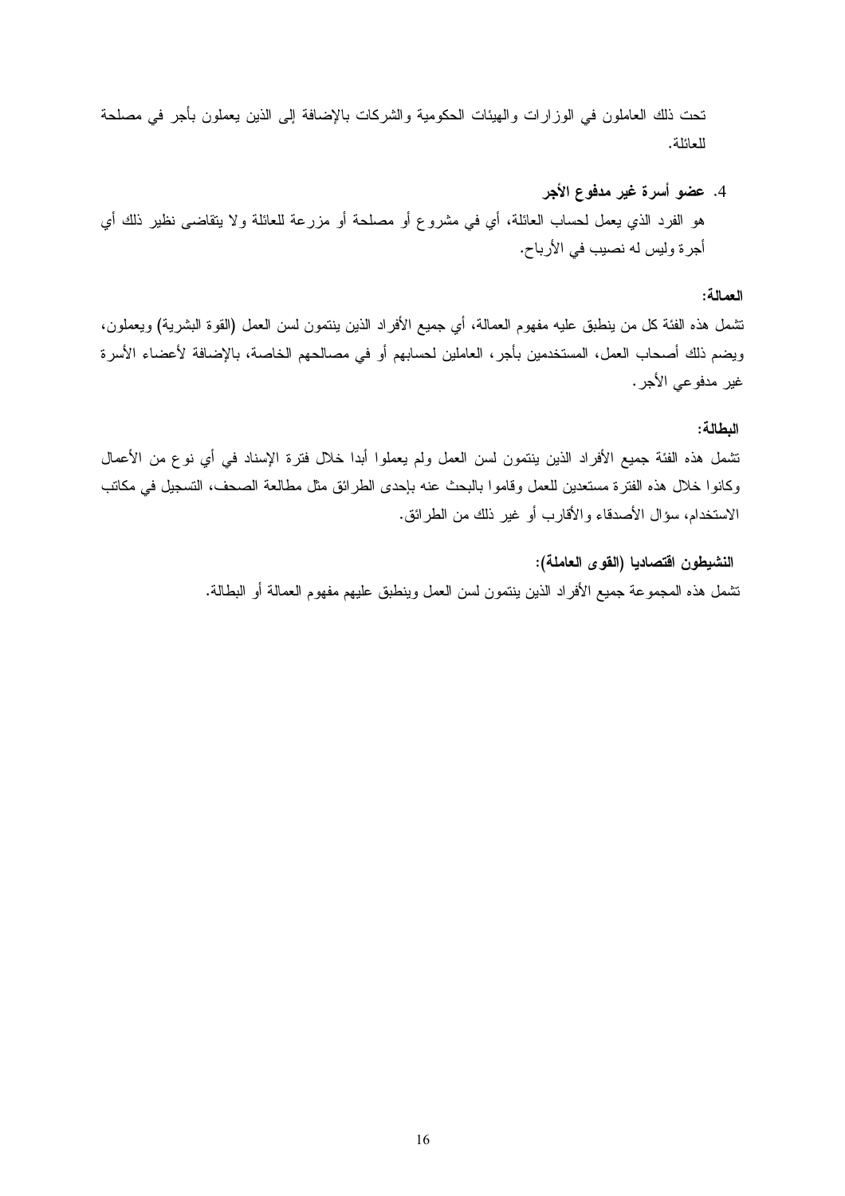تحت ذلك العاملون في الوزارات والهيئات الحكومية والشركات بالإضافة إلى الذين يعملون بأجر في مصلحة للعائلة.

4. **عضو أسرة غير مدفوع الأجر**

هو الفرد الذي يعمل لحساب العائلة، أي في مشروع أو مصلحة أو مزرعة للعائلة ولا يتقاضى نظير ذلك أي أجرة وليس له نصيب في الأرباح.

**العمالة:**

تشمل هذه الفئة كل من ينطبق عليه مفهوم العمالة، أي جميع الأفراد الذين ينتمون لسن العمل (القوة البشرية) ويعملون، ويضم ذلك أصحاب العمل، المستخدمين بأجر، العاملين لحسابهم أو في مصالحهم الخاصة، بالإضافة لأعضاء الأسرة غير مدفوعي الأجر.

**البطالة:**

تشمل هذه الفئة جميع الأفراد الذين ينتمون لسن العمل ولم يعملوا أبدا خلال فترة الإسناد في أي نوع من الأعمال وكانوا خلال هذه الفترة مستعدين للعمل وقاموا بالبحث عنه بإحدى الطرائق مثل مطالعة الصحف، التسجيل في مكاتب الاستخدام، سؤال الأصدقاء والأقارب أو غير ذلك من الطرائق.

**النشيطون اقتصاديا (القوى العاملة):**

تشمل هذه المجموعة جميع الأفراد الذين ينتمون لسن العمل وينطبق عليهم مفهوم العمالة أو البطالة.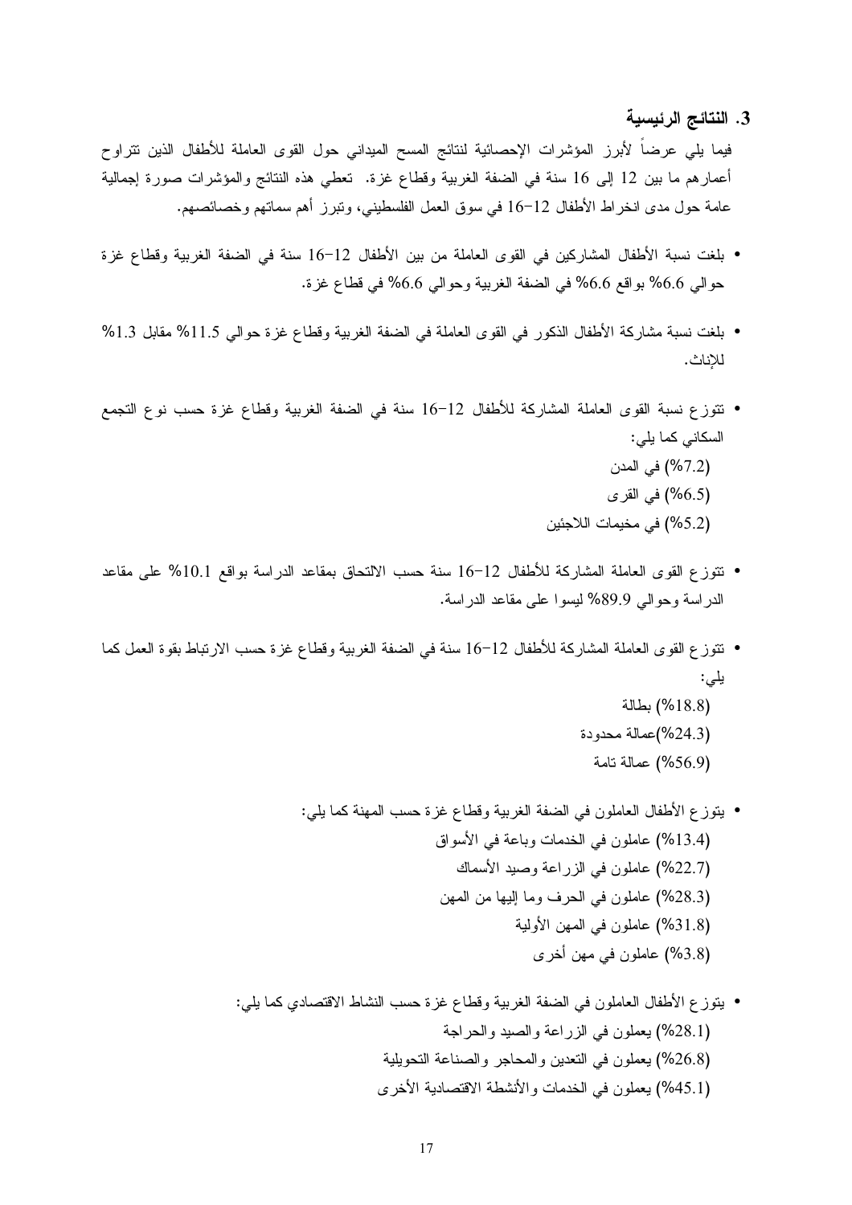## 3. النتائج الرئيسية

فيما يلي عرضاً لأبرز المؤشرات الإحصائية لنتائج المسح الميداني حول القوى العاملة للأطفال الذين تتراوح أعمارهم ما بين 12 إلى 16 سنة في الضفة الغربية وقطاع غزة. تعطي هذه النتائج والمؤشرات صورة إجمالية عامة حول مدى انخراط الأطفال 12-16 في سوق العمل الفلسطيني، وتبرز أهم سماتهم وخصائصهم.

- بلغت نسبة الأطفال المشاركين في القوى العاملة من بين الأطفال 12-16 سنة في الضفة الغربية وقطاع غزة حوالي 6.6% بواقع 6.6% في الضفة الغربية وحوالي 6.6% في قطاع غزة.

- بلغت نسبة مشاركة الأطفال الذكور في القوى العاملة في الضفة الغربية وقطاع غزة حوالي 11.5% مقابل 1.3% للإناث.

- تتوزع نسبة القوى العاملة المشاركة للأطفال 12-16 سنة في الضفة الغربية وقطاع غزة حسب نوع التجمع السكاني كما يلي:
  (7.2%) في المدن
  (6.5%) في القرى
  (5.2%) في مخيمات اللاجئين

- تتوزع القوى العاملة المشاركة للأطفال 12-16 سنة حسب الالتحاق بمقاعد الدراسة بواقع 10.1% على مقاعد الدراسة وحوالي 89.9% ليسوا على مقاعد الدراسة.

- تتوزع القوى العاملة المشاركة للأطفال 12-16 سنة في الضفة الغربية وقطاع غزة حسب الارتباط بقوة العمل كما يلي:
  (18.8%) بطالة
  (24.3%)عمالة محدودة
  (56.9%) عمالة تامة

- يتوزع الأطفال العاملون في الضفة الغربية وقطاع غزة حسب المهنة كما يلي:
  (13.4%) عاملون في الخدمات وباعة في الأسواق
  (22.7%) عاملون في الزراعة وصيد الأسماك
  (28.3%) عاملون في الحرف وما إليها من المهن
  (31.8%) عاملون في المهن الأولية
  (3.8%) عاملون في مهن أخرى

- يتوزع الأطفال العاملون في الضفة الغربية وقطاع غزة حسب النشاط الاقتصادي كما يلي:
  (28.1%) يعملون في الزراعة والصيد والحراجة
  (26.8%) يعملون في التعدين والمحاجر والصناعة التحويلية
  (45.1%) يعملون في الخدمات والأنشطة الاقتصادية الأخرى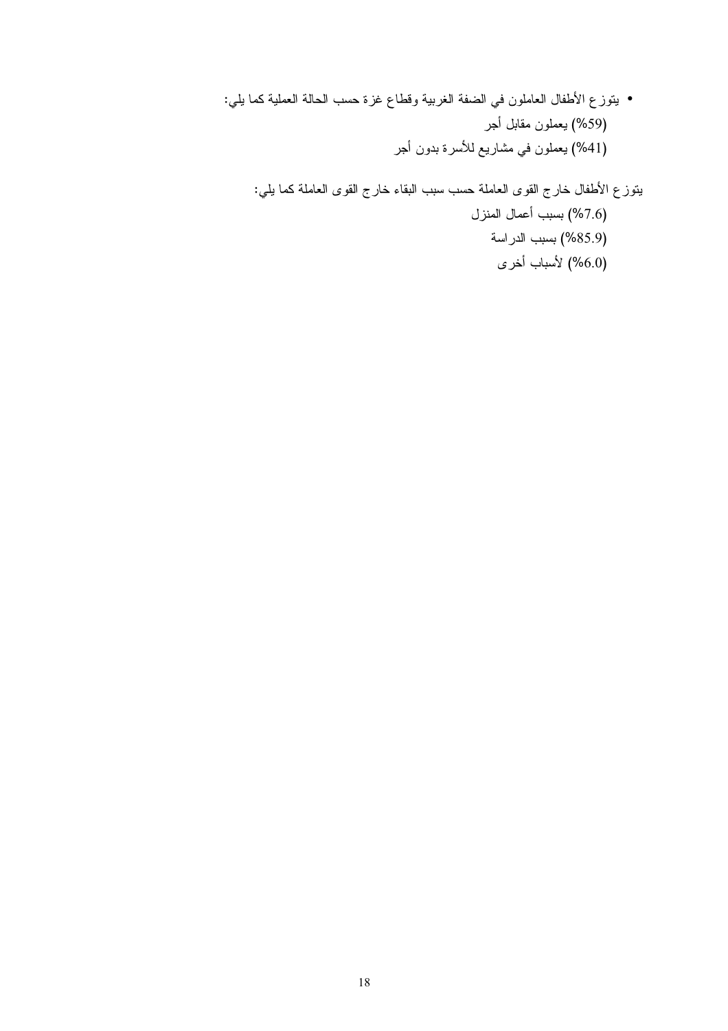- يتوزع الأطفال العاملون في الضفة الغربية وقطاع غزة حسب الحالة العملية كما يلي:

  (59%) يعملون مقابل أجر

  (41%) يعملون في مشاريع للأسرة بدون أجر

يتوزع الأطفال خارج القوى العاملة حسب سبب البقاء خارج القوى العاملة كما يلي:

(7.6%) بسبب أعمال المنزل

(85.9%) بسبب الدراسة

(6.0%) لأسباب أخرى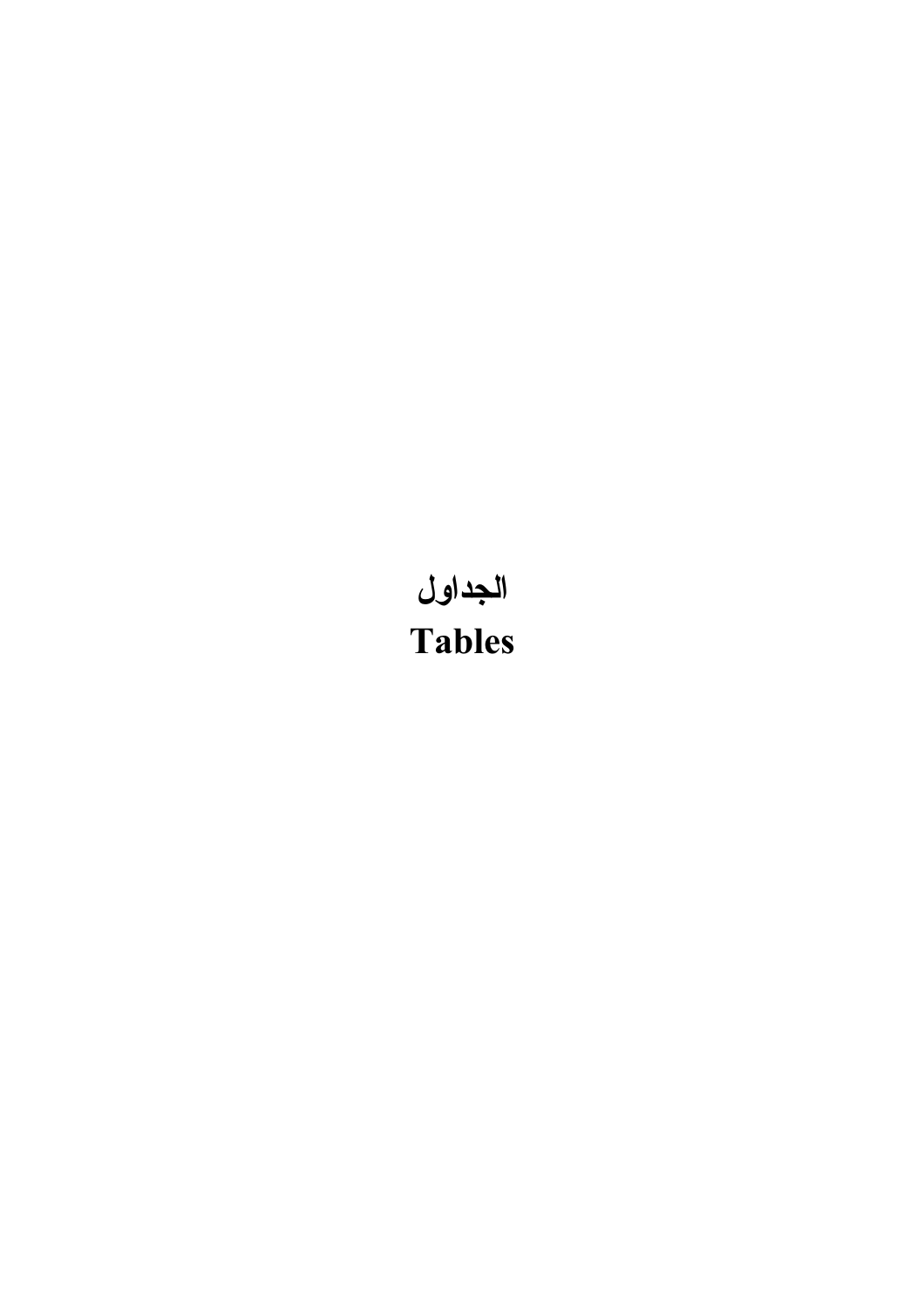# الجداول

# Tables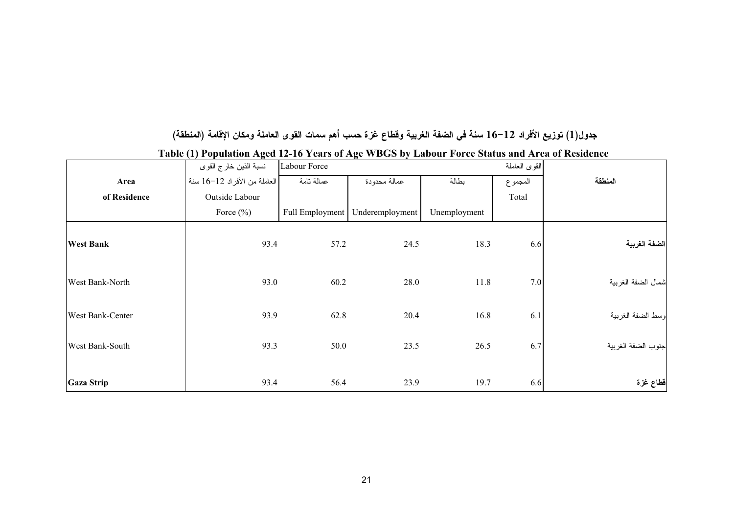**جدول(1) توزيع الأفراد 12-16 سنة في الضفة الغربية وقطاع غزة حسب أهم سمات القوى العاملة ومكان الإقامة (المنطقة)**

**Table (1) Population Aged 12-16 Years of Age WBGS by Labour Force Status and Area of Residence**

| Area of Residence | نسبة الذين خارج القوى العاملة من الأفراد 12-16 سنة Outside Labour Force (%) | Labour Force القوى العاملة | | | | المنطقة |
|---|---|---|---|---|---|---|
| | | عمالة تامة Full Employment | عمالة محدودة Underemployment | بطالة Unemployment | المجموع Total | |
| **West Bank** | 93.4 | 57.2 | 24.5 | 18.3 | 6.6 | **الضفة الغربية** |
| West Bank-North | 93.0 | 60.2 | 28.0 | 11.8 | 7.0 | شمال الضفة الغربية |
| West Bank-Center | 93.9 | 62.8 | 20.4 | 16.8 | 6.1 | وسط الضفة الغربية |
| West Bank-South | 93.3 | 50.0 | 23.5 | 26.5 | 6.7 | جنوب الضفة الغربية |
| **Gaza Strip** | 93.4 | 56.4 | 23.9 | 19.7 | 6.6 | **قطاع غزة** |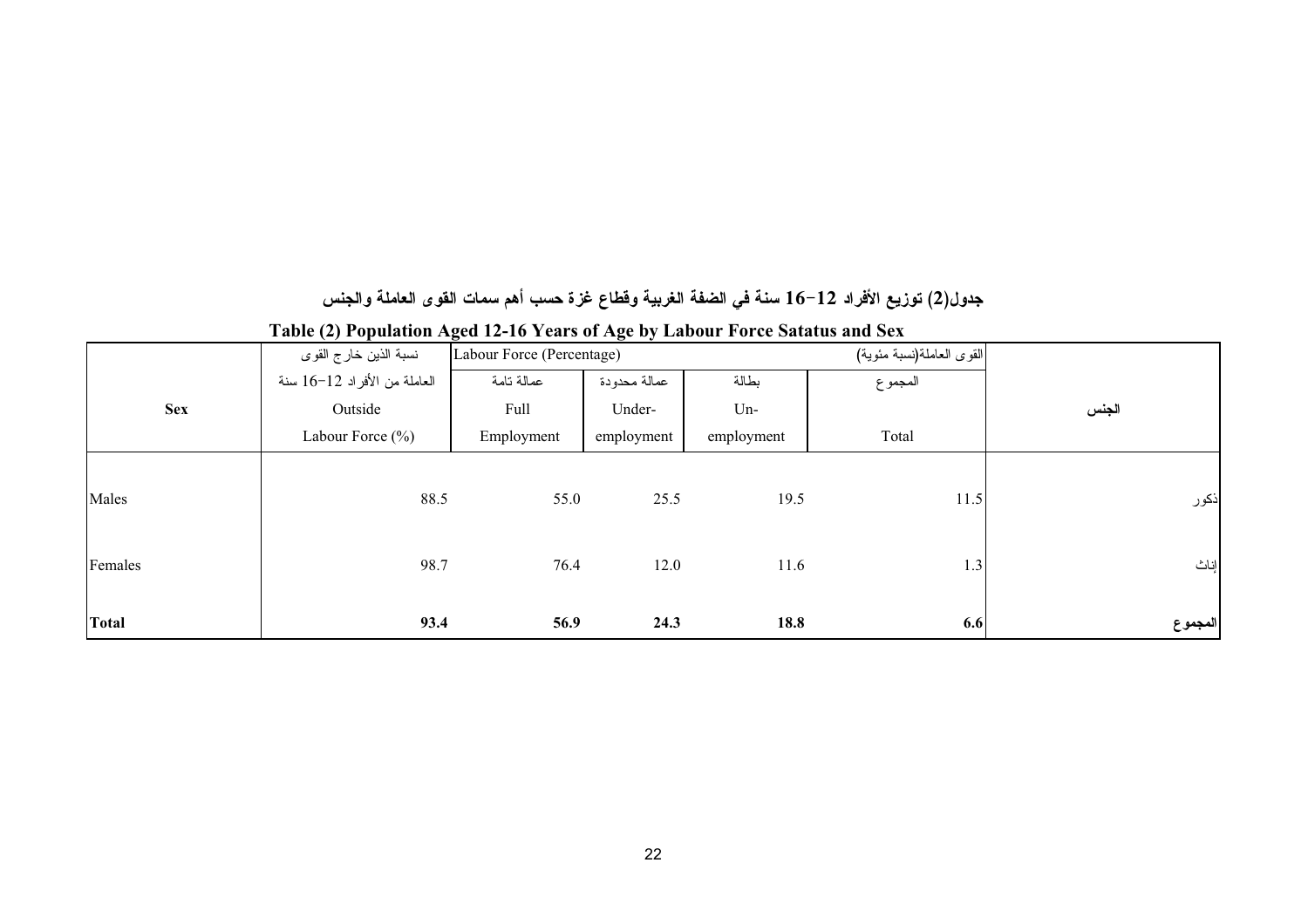**جدول(2) توزيع الأفراد 12−16 سنة في الضفة الغربية وقطاع غزة حسب أهم سمات القوى العاملة والجنس**

**Table (2) Population Aged 12-16 Years of Age by Labour Force Satatus and Sex**

| Sex | نسبة الذين خارج القوى العاملة من الأفراد 12−16 سنة Outside Labour Force (%) | Labour Force (Percentage) القوى العاملة(نسبة مئوية) | | | | الجنس |
|---|---|---|---|---|---|---|
| | | عمالة تامة Full Employment | عمالة محدودة Under-employment | بطالة Un-employment | المجموع Total | |
| Males | 88.5 | 55.0 | 25.5 | 19.5 | 11.5 | ذكور |
| Females | 98.7 | 76.4 | 12.0 | 11.6 | 1.3 | إناث |
| **Total** | **93.4** | **56.9** | **24.3** | **18.8** | **6.6** | **المجموع** |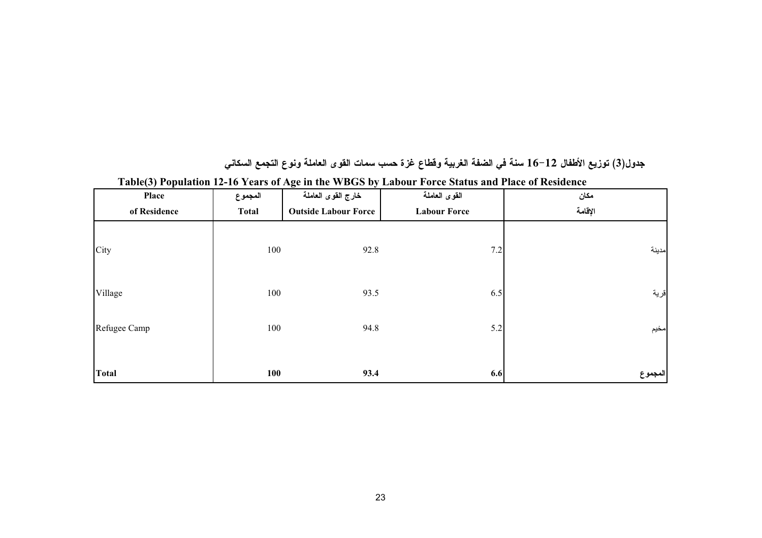**جدول(3) توزيع الأطفال 12-16 سنة في الضفة الغربية وقطاع غزة حسب سمات القوى العاملة ونوع التجمع السكاني**

**Table(3) Population 12-16 Years of Age in the WBGS by Labour Force Status and Place of Residence**

| Place of Residence | المجموع Total | خارج القوى العاملة Outside Labour Force | القوى العاملة Labour Force | مكان الإقامة |
|---|---|---|---|---|
| City | 100 | 92.8 | 7.2 | مدينة |
| Village | 100 | 93.5 | 6.5 | قرية |
| Refugee Camp | 100 | 94.8 | 5.2 | مخيم |
| **Total** | **100** | **93.4** | **6.6** | **المجموع** |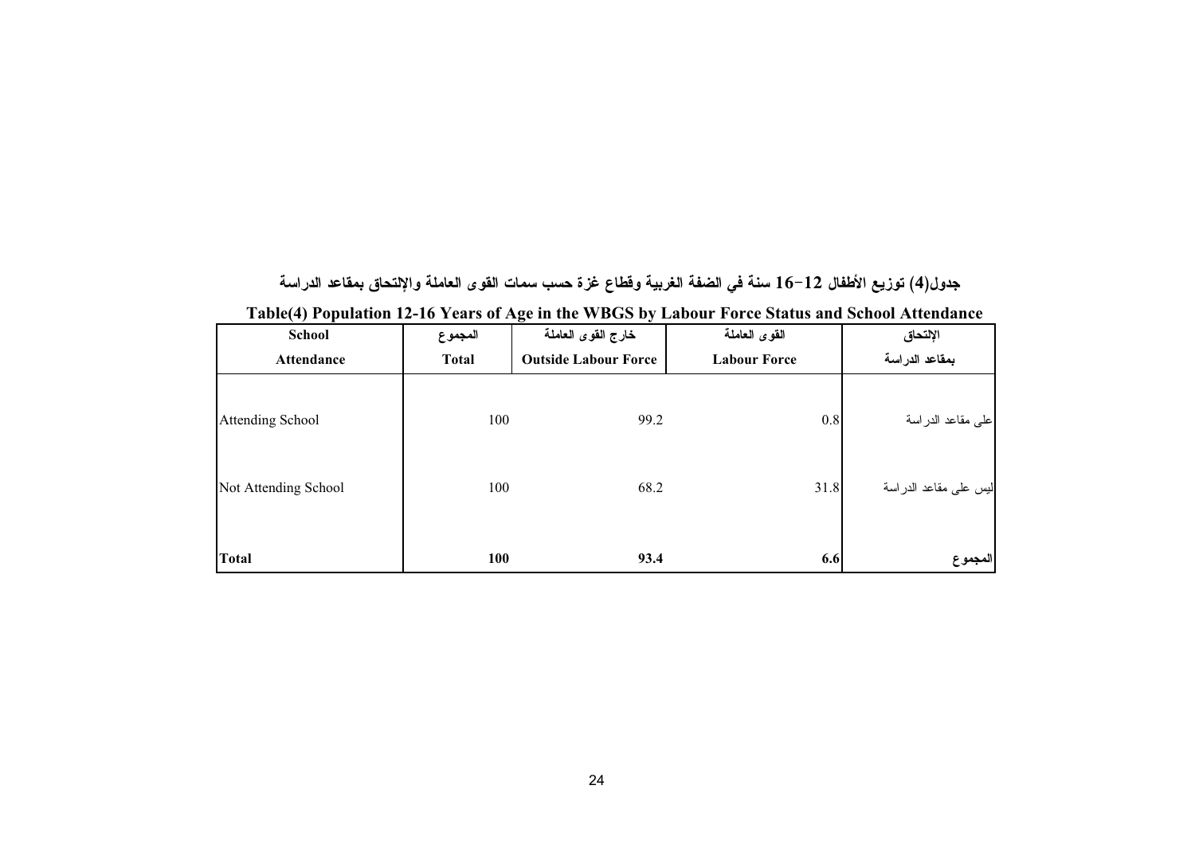**جدول(4) توزيع الأطفال 12-16 سنة في الضفة الغربية وقطاع غزة حسب سمات القوى العاملة والإلتحاق بمقاعد الدراسة**

**Table(4) Population 12-16 Years of Age in the WBGS by Labour Force Status and School Attendance**

| School Attendance | المجموع Total | خارج القوى العاملة Outside Labour Force | القوى العاملة Labour Force | الإلتحاق بمقاعد الدراسة |
|---|---|---|---|---|
| Attending School | 100 | 99.2 | 0.8 | على مقاعد الدراسة |
| Not Attending School | 100 | 68.2 | 31.8 | ليس على مقاعد الدراسة |
| **Total** | **100** | **93.4** | **6.6** | **المجموع** |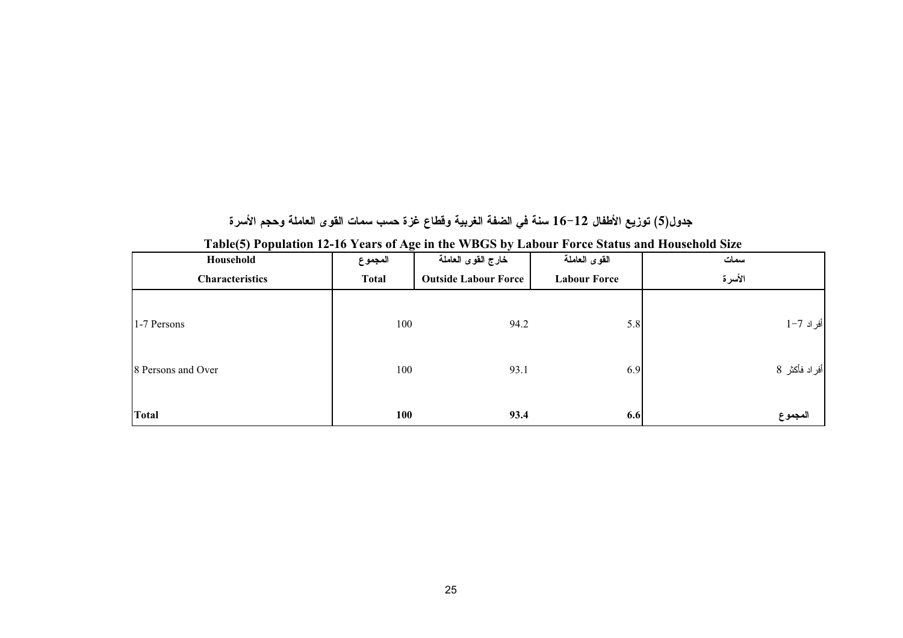جدول(5) توزيع الأطفال 12-16 سنة في الضفة الغربية وقطاع غزة حسب سمات القوى العاملة وحجم الأسرة

**Table(5) Population 12-16 Years of Age in the WBGS by Labour Force Status and Household Size**

| Household Characteristics | المجموع Total | خارج القوى العاملة Outside Labour Force | القوى العاملة Labour Force | سمات الأسرة |
|---|---|---|---|---|
| 1-7 Persons | 100 | 94.2 | 5.8 | 1-7 أفراد |
| 8 Persons and Over | 100 | 93.1 | 6.9 | 8 أفراد فأكثر |
| **Total** | **100** | **93.4** | **6.6** | **المجموع** |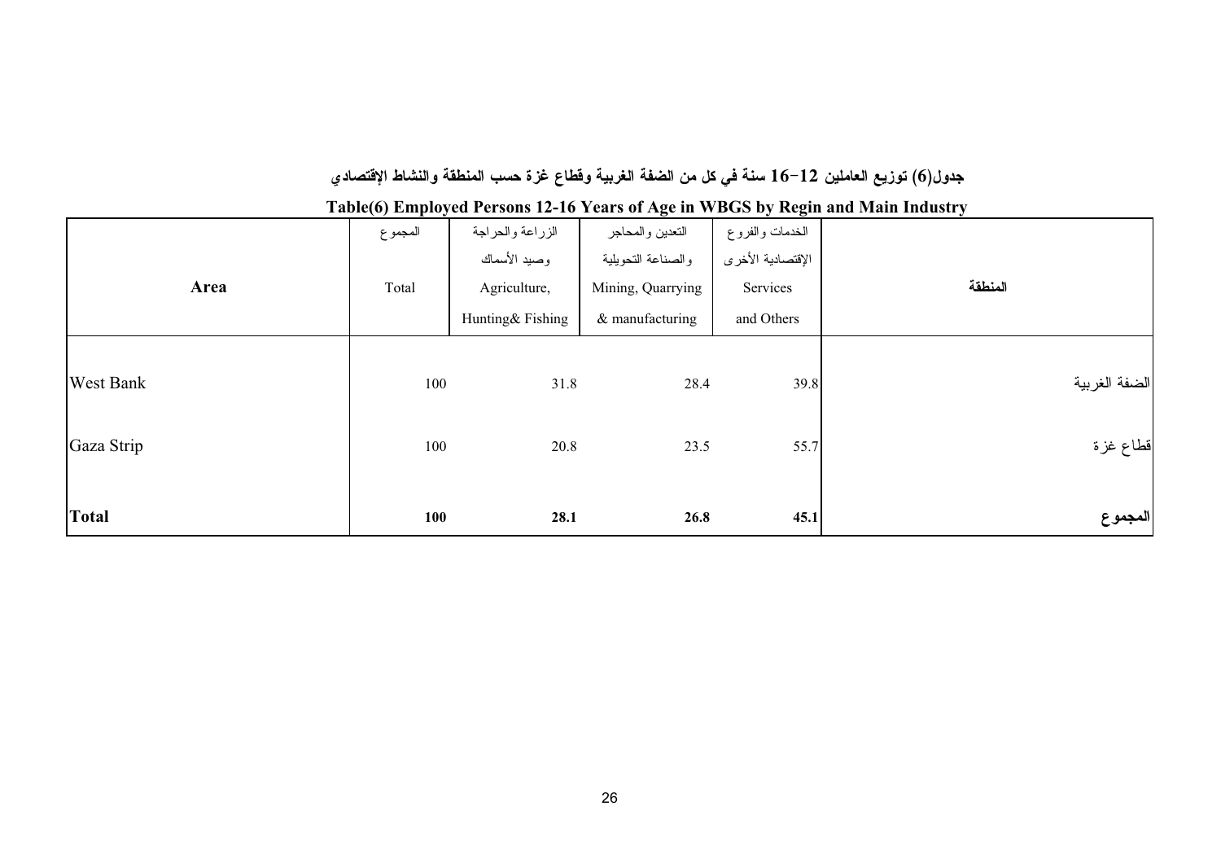**جدول(6) توزيع العاملين 12-16 سنة في كل من الضفة الغربية وقطاع غزة حسب المنطقة والنشاط الإقتصادي**

**Table(6) Employed Persons 12-16 Years of Age in WBGS by Regin and Main Industry**

| Area | المجموع Total | الزراعة والحراجة وصيد الأسماك Agriculture, Hunting& Fishing | التعدين والمحاجر والصناعة التحويلية Mining, Quarrying & manufacturing | الخدمات والفروع الإقتصادية الأخرى Services and Others | المنطقة |
|---|---|---|---|---|---|
| West Bank | 100 | 31.8 | 28.4 | 39.8 | الضفة الغربية |
| Gaza Strip | 100 | 20.8 | 23.5 | 55.7 | قطاع غزة |
| **Total** | **100** | **28.1** | **26.8** | **45.1** | **المجموع** |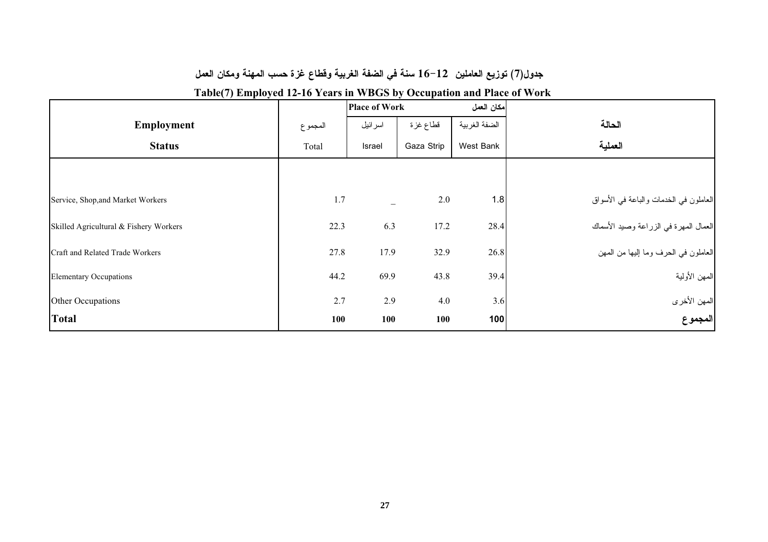## جدول(7) توزيع العاملين 12-16 سنة في الضفة الغربية وقطاع غزة حسب المهنة ومكان العمل

## Table(7) Employed 12-16 Years in WBGS by Occupation and Place of Work

| Employment Status | المجموع Total | Place of Work اسرائيل Israel | قطاع غزة Gaza Strip | مكان العمل الضفة الغربية West Bank | الحالة العملية |
|---|---|---|---|---|---|
| Service, Shop,and Market Workers | 1.7 | _ | 2.0 | 1.8 | العاملون في الخدمات والباعة في الأسواق |
| Skilled Agricultural & Fishery Workers | 22.3 | 6.3 | 17.2 | 28.4 | العمال المهرة في الزراعة وصيد الأسماك |
| Craft and Related Trade Workers | 27.8 | 17.9 | 32.9 | 26.8 | العاملون في الحرف وما إليها من المهن |
| Elementary Occupations | 44.2 | 69.9 | 43.8 | 39.4 | المهن الأولية |
| Other Occupations | 2.7 | 2.9 | 4.0 | 3.6 | المهن الأخرى |
| **Total** | **100** | **100** | **100** | **100** | **المجموع** |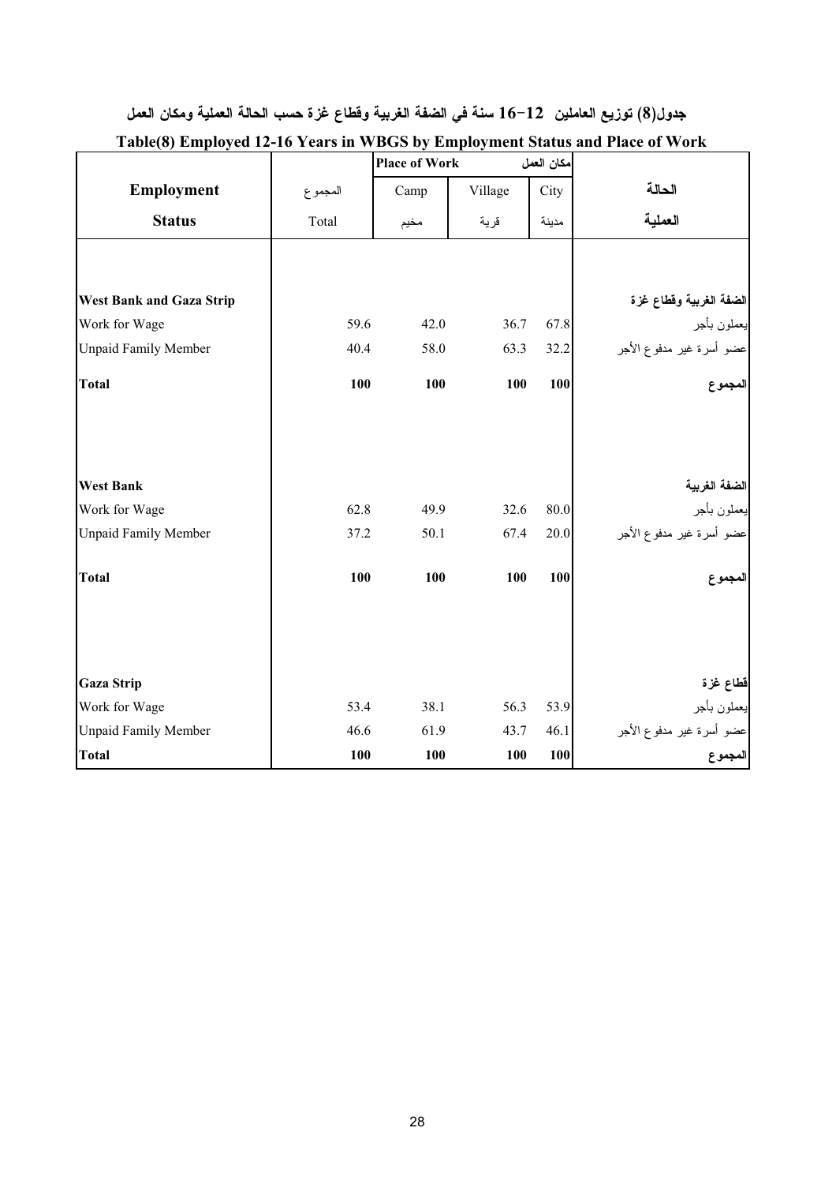**جدول(8) توزيع العاملين 12-16 سنة في الضفة الغربية وقطاع غزة حسب الحالة العملية ومكان العمل**

**Table(8) Employed 12-16 Years in WBGS by Employment Status and Place of Work**

| Employment Status | المجموع Total | Place of Work مكان العمل Camp مخيم | Village قرية | City مدينة | الحالة العملية |
|---|---|---|---|---|---|
| **West Bank and Gaza Strip** | | | | | **الضفة الغربية وقطاع غزة** |
| Work for Wage | 59.6 | 42.0 | 36.7 | 67.8 | يعملون بأجر |
| Unpaid Family Member | 40.4 | 58.0 | 63.3 | 32.2 | عضو أسرة غير مدفوع الأجر |
| **Total** | **100** | **100** | **100** | **100** | **المجموع** |
| **West Bank** | | | | | **الضفة الغربية** |
| Work for Wage | 62.8 | 49.9 | 32.6 | 80.0 | يعملون بأجر |
| Unpaid Family Member | 37.2 | 50.1 | 67.4 | 20.0 | عضو أسرة غير مدفوع الأجر |
| **Total** | **100** | **100** | **100** | **100** | **المجموع** |
| **Gaza Strip** | | | | | **قطاع غزة** |
| Work for Wage | 53.4 | 38.1 | 56.3 | 53.9 | يعملون بأجر |
| Unpaid Family Member | 46.6 | 61.9 | 43.7 | 46.1 | عضو أسرة غير مدفوع الأجر |
| **Total** | **100** | **100** | **100** | **100** | **المجموع** |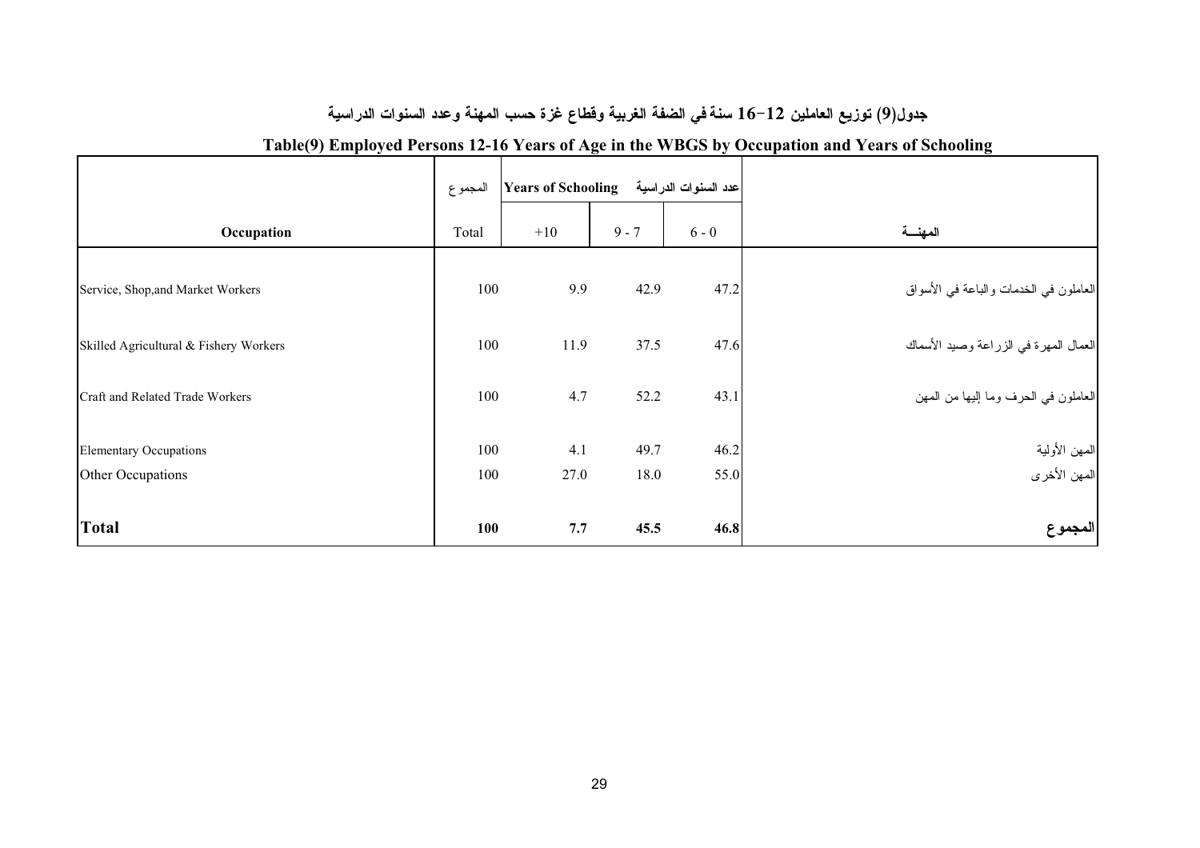## جدول(9) توزيع العاملين 12-16 سنة في الضفة الغربية وقطاع غزة حسب المهنة وعدد السنوات الدراسية

## Table(9) Employed Persons 12-16 Years of Age in the WBGS by Occupation and Years of Schooling

| | المجموع | Years of Schooling عدد السنوات الدراسية | | | |
|---|---|---|---|---|---|
| Occupation | Total | +10 | 9 - 7 | 6 - 0 | المهنـــة |
| Service, Shop,and Market Workers | 100 | 9.9 | 42.9 | 47.2 | العاملون في الخدمات والباعة في الأسواق |
| Skilled Agricultural & Fishery Workers | 100 | 11.9 | 37.5 | 47.6 | العمال المهرة في الزراعة وصيد الأسماك |
| Craft and Related Trade Workers | 100 | 4.7 | 52.2 | 43.1 | العاملون في الحرف وما إليها من المهن |
| Elementary Occupations | 100 | 4.1 | 49.7 | 46.2 | المهن الأولية |
| Other Occupations | 100 | 27.0 | 18.0 | 55.0 | المهن الأخرى |
| **Total** | **100** | **7.7** | **45.5** | **46.8** | **المجموع** |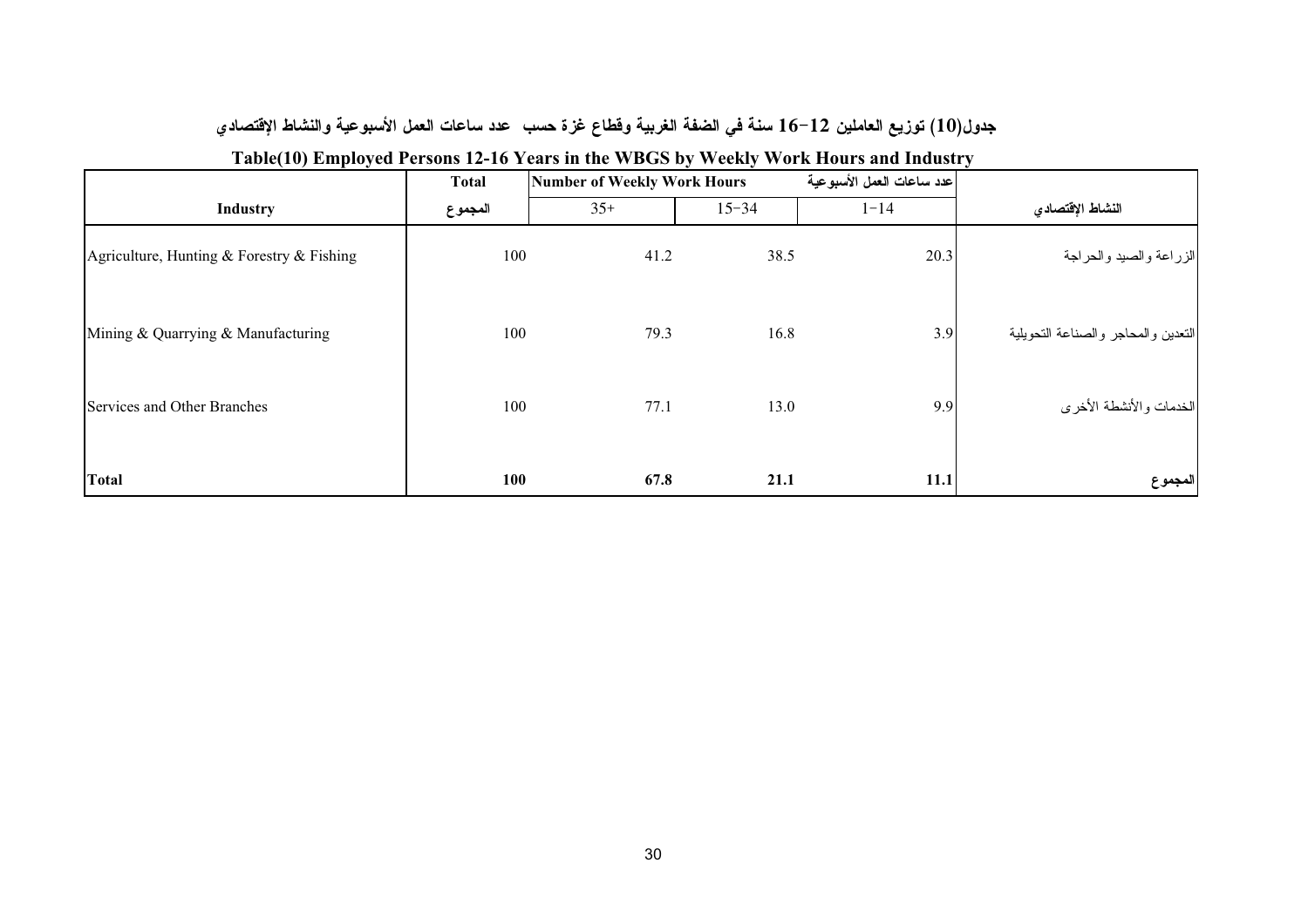## جدول(10) توزيع العاملين 12-16 سنة في الضفة الغربية وقطاع غزة حسب عدد ساعات العمل الأسبوعية والنشاط الإقتصادي

## Table(10) Employed Persons 12-16 Years in the WBGS by Weekly Work Hours and Industry

| | Total | Number of Weekly Work Hours | | عدد ساعات العمل الأسبوعية | |
|---|---|---|---|---|---|
| Industry | المجموع | 35+ | 15-34 | 1-14 | النشاط الإقتصادي |
| Agriculture, Hunting & Forestry & Fishing | 100 | 41.2 | 38.5 | 20.3 | الزراعة والصيد والحراجة |
| Mining & Quarrying & Manufacturing | 100 | 79.3 | 16.8 | 3.9 | التعدين والمحاجر والصناعة التحويلية |
| Services and Other Branches | 100 | 77.1 | 13.0 | 9.9 | الخدمات والأنشطة الأخرى |
| **Total** | **100** | **67.8** | **21.1** | **11.1** | **المجموع** |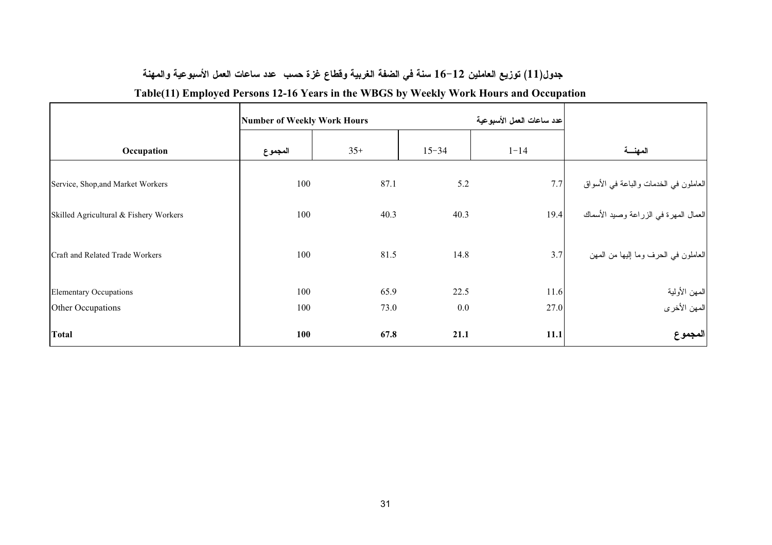## جدول(11) توزيع العاملين 12-16 سنة في الضفة الغربية وقطاع غزة حسب عدد ساعات العمل الأسبوعية والمهنة

## Table(11) Employed Persons 12-16 Years in the WBGS by Weekly Work Hours and Occupation

| Occupation | Number of Weekly Work Hours عدد ساعات العمل الأسبوعية | | | | المهنـــة |
|---|---|---|---|---|---|
| | المجموع | 35+ | 15-34 | 1-14 | |
| Service, Shop,and Market Workers | 100 | 87.1 | 5.2 | 7.7 | العاملون في الخدمات والباعة في الأسواق |
| Skilled Agricultural & Fishery Workers | 100 | 40.3 | 40.3 | 19.4 | العمال المهرة في الزراعة وصيد الأسماك |
| Craft and Related Trade Workers | 100 | 81.5 | 14.8 | 3.7 | العاملون في الحرف وما إليها من المهن |
| Elementary Occupations | 100 | 65.9 | 22.5 | 11.6 | المهن الأولية |
| Other Occupations | 100 | 73.0 | 0.0 | 27.0 | المهن الأخرى |
| **Total** | **100** | **67.8** | **21.1** | **11.1** | **المجموع** |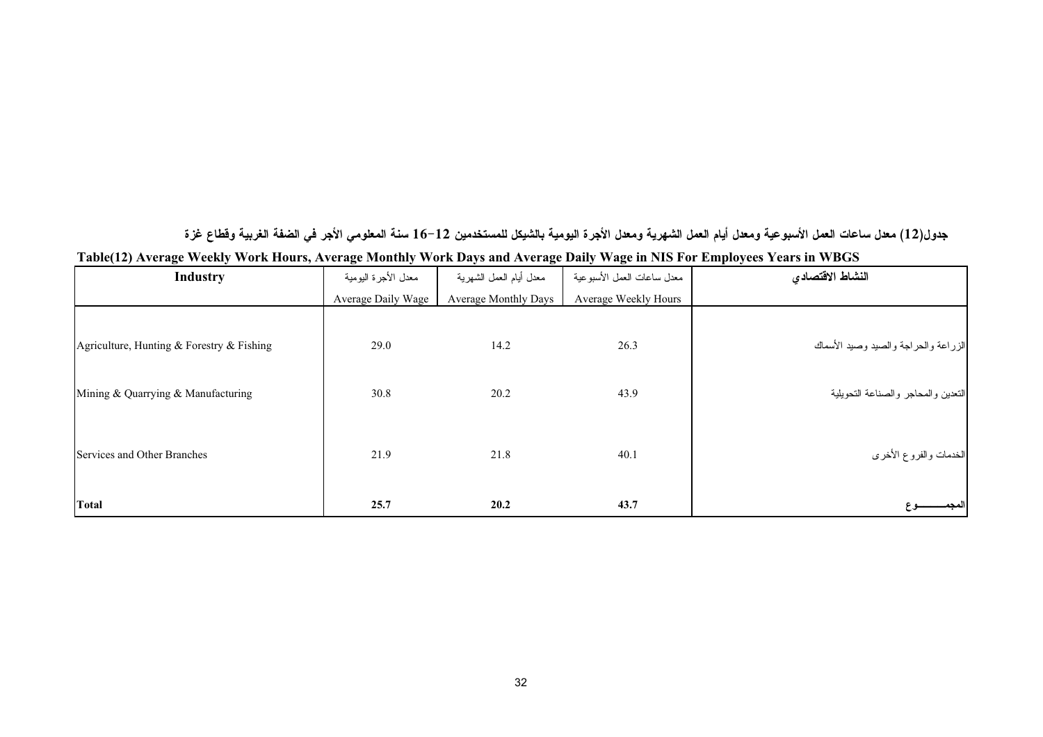جدول(12) معدل ساعات العمل الأسبوعية ومعدل أيام العمل الشهرية ومعدل الأجرة اليومية بالشيكل للمستخدمين 12-16 سنة المعلومي الأجر في الضفة الغربية وقطاع غزة

**Table(12) Average Weekly Work Hours, Average Monthly Work Days and Average Daily Wage in NIS For Employees Years in WBGS**

| Industry | معدل الأجرة اليومية<br>Average Daily Wage | معدل أيام العمل الشهرية<br>Average Monthly Days | معدل ساعات العمل الأسبوعية<br>Average Weekly Hours | النشاط الاقتصادي |
|---|---|---|---|---|
| Agriculture, Hunting & Forestry & Fishing | 29.0 | 14.2 | 26.3 | الزراعة والحراجة والصيد وصيد الأسماك |
| Mining & Quarrying & Manufacturing | 30.8 | 20.2 | 43.9 | التعدين والمحاجر والصناعة التحويلية |
| Services and Other Branches | 21.9 | 21.8 | 40.1 | الخدمات والفروع الأخرى |
| **Total** | **25.7** | **20.2** | **43.7** | **المجمـــــوع** |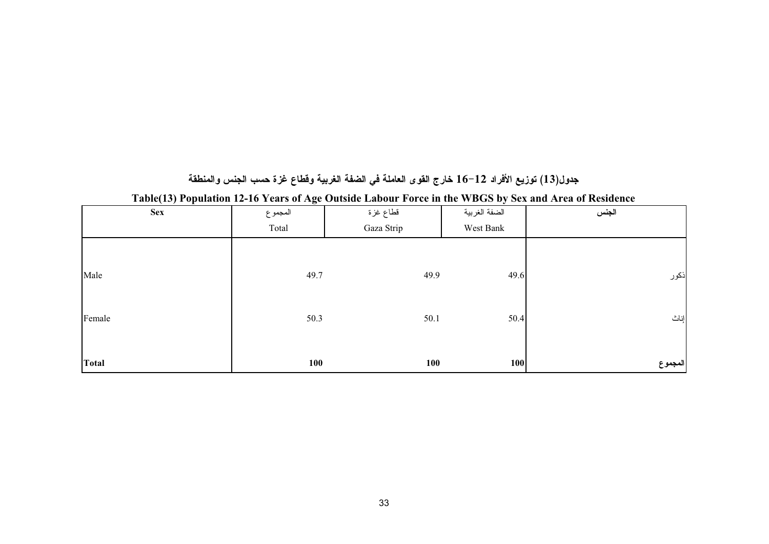**جدول(13) توزيع الأفراد 12-16 خارج القوى العاملة في الضفة الغربية وقطاع غزة حسب الجنس والمنطقة**

**Table(13) Population 12-16 Years of Age Outside Labour Force in the WBGS by Sex and Area of Residence**

| Sex | المجموع Total | قطاع غزة Gaza Strip | الضفة الغربية West Bank | الجنس |
|---|---|---|---|---|
| Male | 49.7 | 49.9 | 49.6 | ذكور |
| Female | 50.3 | 50.1 | 50.4 | إناث |
| **Total** | **100** | **100** | **100** | **المجموع** |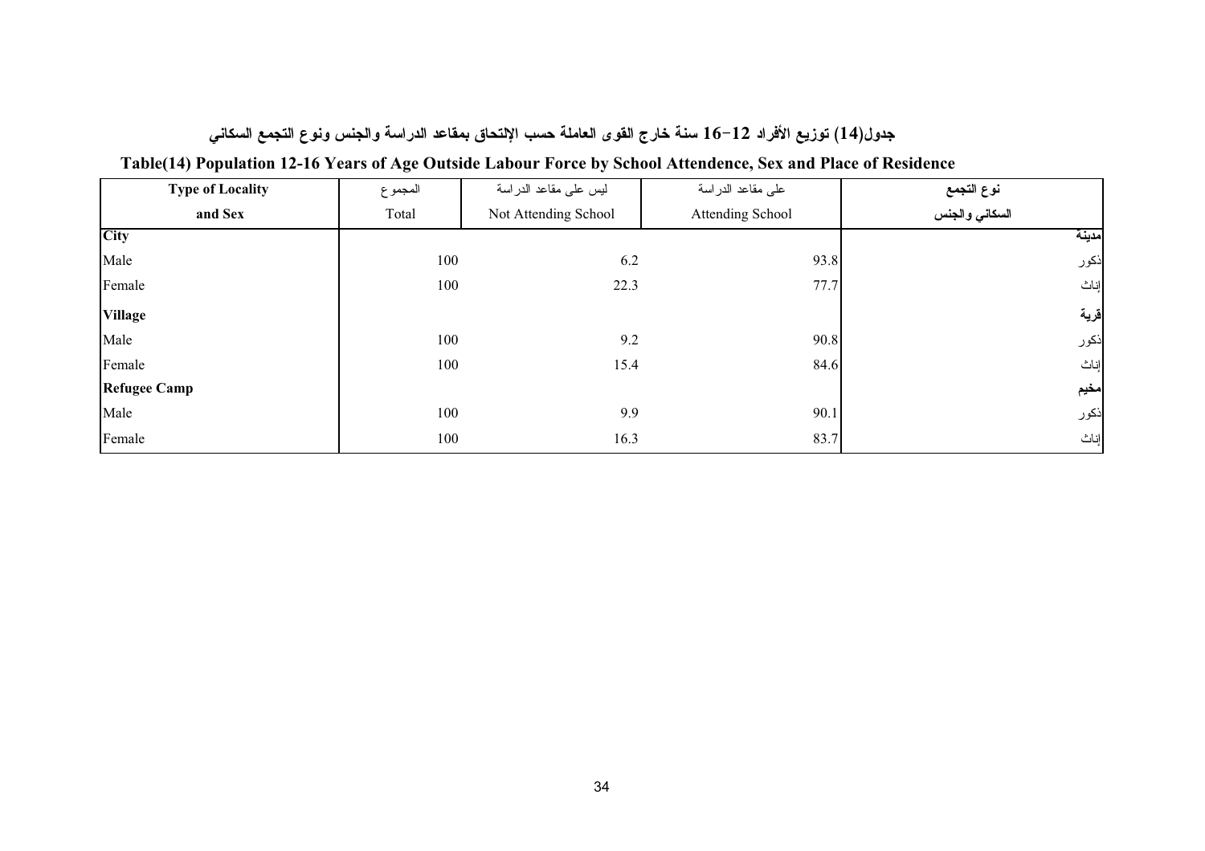### جدول(14) توزيع الأفراد 12-16 سنة خارج القوى العاملة حسب الإلتحاق بمقاعد الدراسة والجنس ونوع التجمع السكاني

### Table(14) Population 12-16 Years of Age Outside Labour Force by School Attendence, Sex and Place of Residence

| Type of Locality and Sex | المجموع Total | ليس على مقاعد الدراسة Not Attending School | على مقاعد الدراسة Attending School | نوع التجمع السكاني والجنس |
|---|---|---|---|---|
| **City** | | | | **مدينة** |
| Male | 100 | 6.2 | 93.8 | ذكور |
| Female | 100 | 22.3 | 77.7 | إناث |
| **Village** | | | | **قرية** |
| Male | 100 | 9.2 | 90.8 | ذكور |
| Female | 100 | 15.4 | 84.6 | إناث |
| **Refugee Camp** | | | | **مخيم** |
| Male | 100 | 9.9 | 90.1 | ذكور |
| Female | 100 | 16.3 | 83.7 | إناث |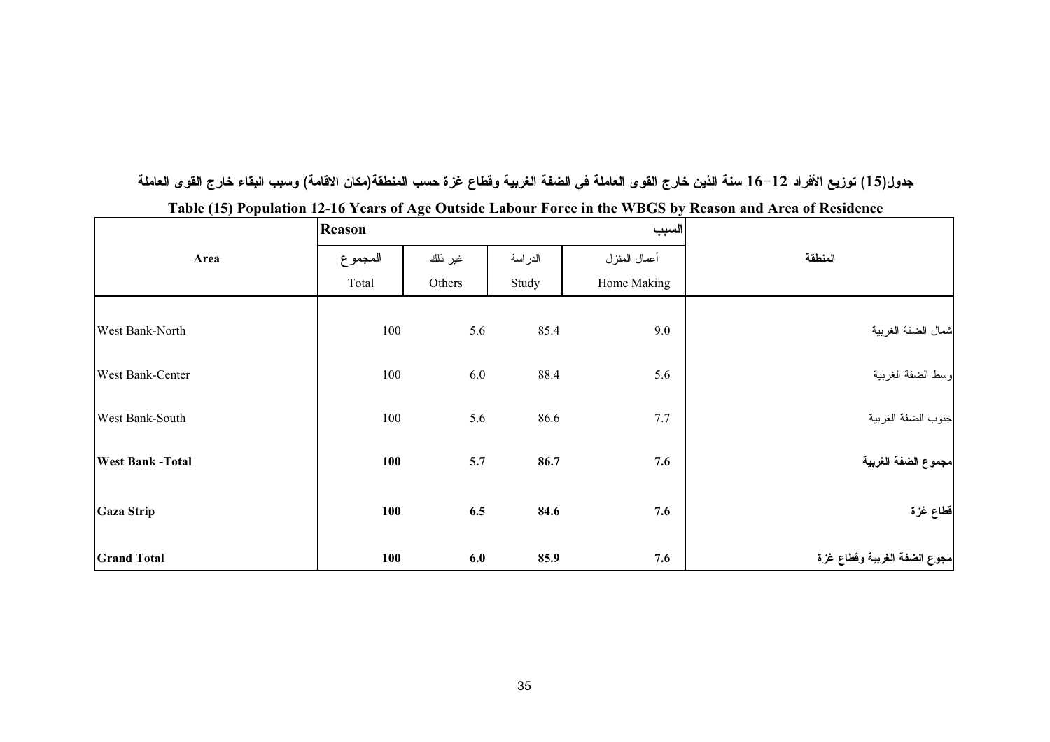**جدول(15) توزيع الأفراد 12-16 سنة الذين خارج القوى العاملة في الضفة الغربية وقطاع غزة حسب المنطقة(مكان الاقامة) وسبب البقاء خارج القوى العاملة**

**Table (15) Population 12-16 Years of Age Outside Labour Force in the WBGS by Reason and Area of Residence**

| Area | Reason | | | السبب | المنطقة |
|---|---|---|---|---|---|
| | المجموع Total | غير ذلك Others | الدراسة Study | أعمال المنزل Home Making | |
| West Bank-North | 100 | 5.6 | 85.4 | 9.0 | شمال الضفة الغربية |
| West Bank-Center | 100 | 6.0 | 88.4 | 5.6 | وسط الضفة الغربية |
| West Bank-South | 100 | 5.6 | 86.6 | 7.7 | جنوب الضفة الغربية |
| **West Bank -Total** | **100** | **5.7** | **86.7** | **7.6** | **مجموع الضفة الغربية** |
| **Gaza Strip** | **100** | **6.5** | **84.6** | **7.6** | **قطاع غزة** |
| **Grand Total** | **100** | **6.0** | **85.9** | **7.6** | **مجوع الضفة الغربية وقطاع غزة** |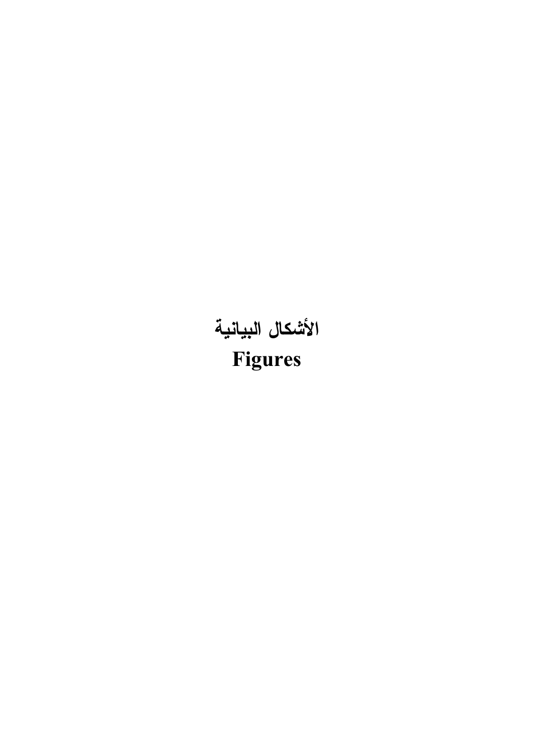# الأشكال البيانية
# Figures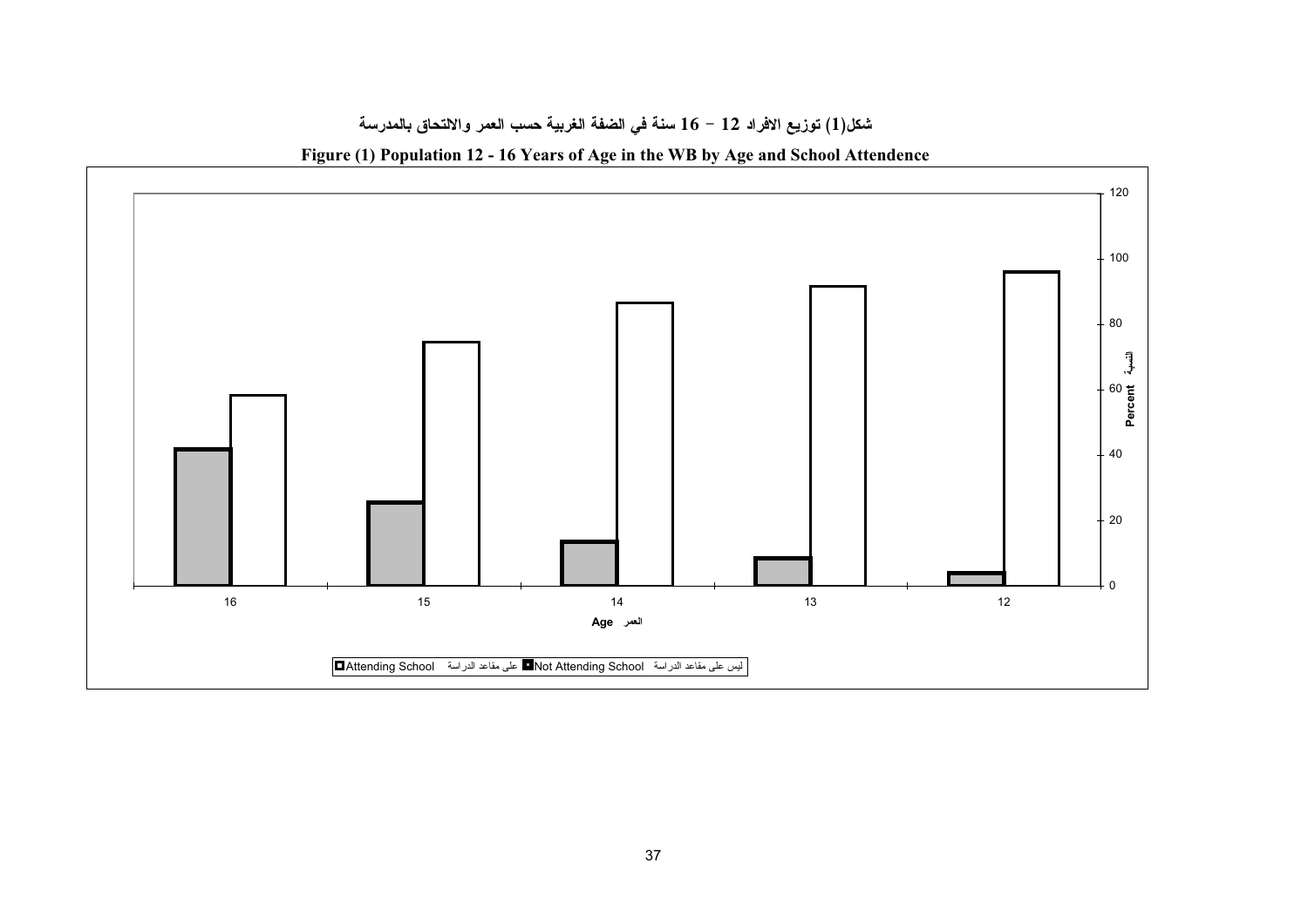شكل(1) توزيع الافراد 12 - 16 سنة في الضفة الغربية حسب العمر والالتحاق بالمدرسة

**Figure (1) Population 12 - 16 Years of Age in the WB by Age and School Attendence**

| Age العمر | 16 | 15 | 14 | 13 | 12 |
|---|---|---|---|---|---|

Percent النسبة: 0, 20, 40, 60, 80, 100, 120

Attending School على مقاعد الدراسة   Not Attending School ليس على مقاعد الدراسة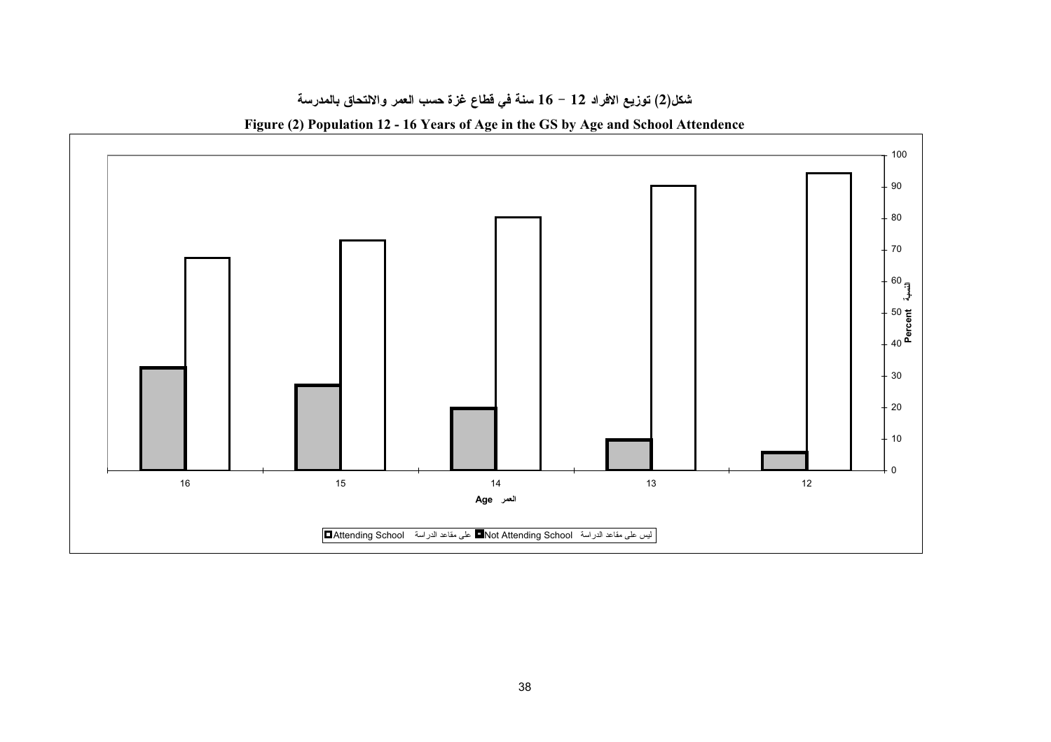شكل(2) توزيع الافراد 12 - 16 سنة في قطاع غزة حسب العمر والالتحاق بالمدرسة

**Figure (2) Population 12 - 16 Years of Age in the GS by Age and School Attendence**

Percent النسبة

Age العمر

Attending School على مقاعد الدراسة   Not Attending School ليس على مقاعد الدراسة

| Age | 16 | 15 | 14 | 13 | 12 |
|---|---|---|---|---|---|
| Not Attending School | 33 | 27 | 20 | 10 | 6 |
| Attending School | 67 | 73 | 80 | 90 | 94 |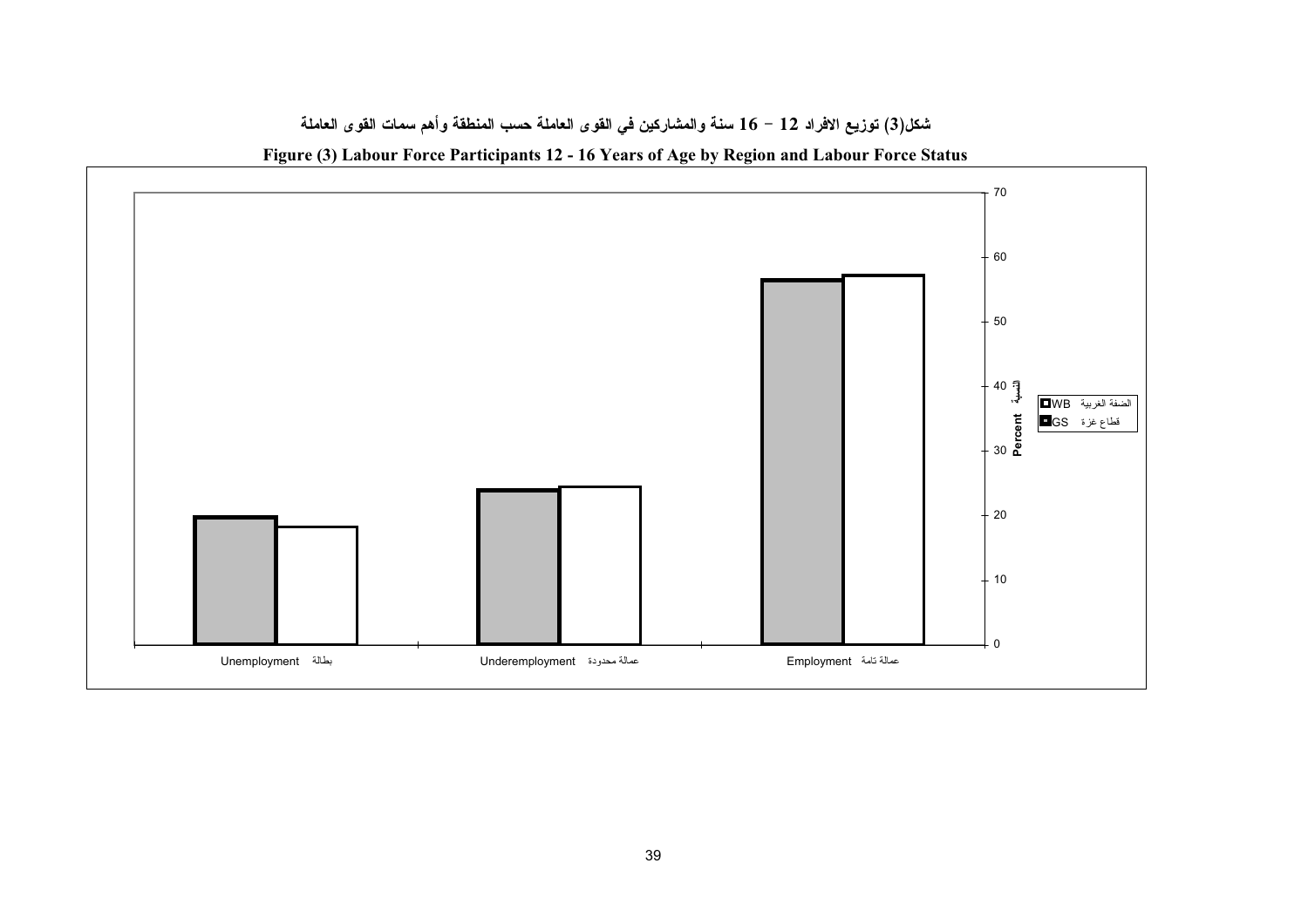**شكل(3) توزيع الافراد 12 – 16 سنة والمشاركين في القوى العاملة حسب المنطقة وأهم سمات القوى العاملة**

**Figure (3) Labour Force Participants 12 - 16 Years of Age by Region and Labour Force Status**

Percent النسبة

WB الضفة الغربية

GS قطاع غزة

Unemployment بطالة

Underemployment عمالة محدودة

Employment عمالة تامة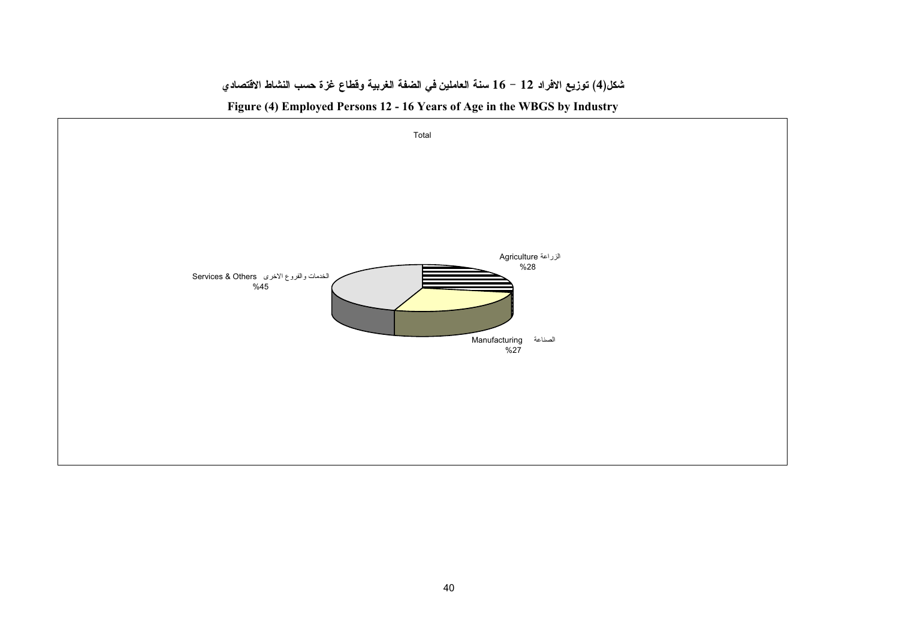**شكل(4) توزيع الافراد 12 - 16 سنة العاملين في الضفة الغربية وقطاع غزة حسب النشاط الاقتصادي**

**Figure (4) Employed Persons 12 - 16 Years of Age in the WBGS by Industry**

Total

Agriculture الزراعة
%28

Services & Others الخدمات والفروع الاخرى
%45

Manufacturing الصناعة
%27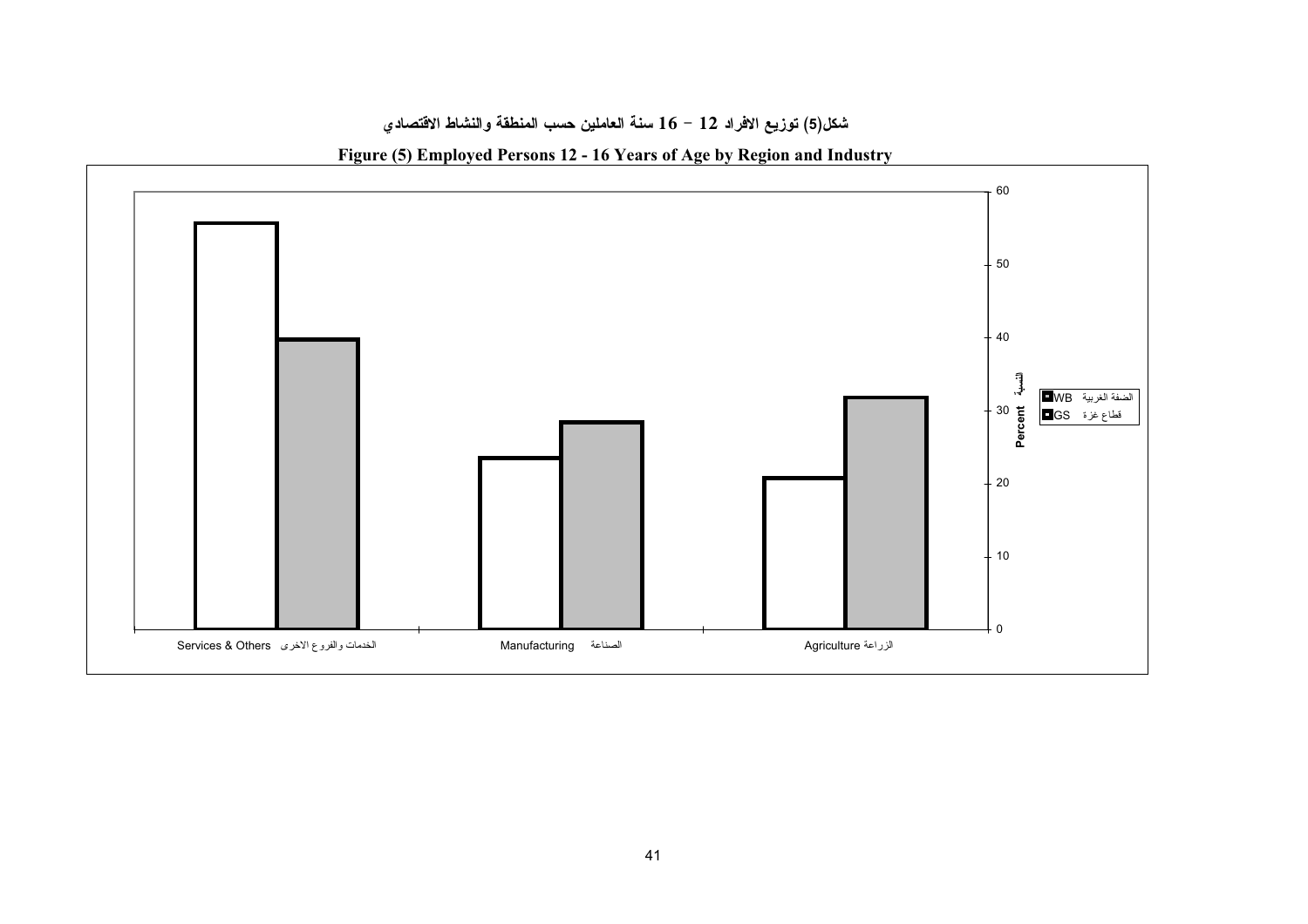شكل(5) توزيع الافراد 12 - 16 سنة العاملين حسب المنطقة والنشاط الاقتصادي

**Figure (5) Employed Persons 12 - 16 Years of Age by Region and Industry**

Percent النسبة

■ WB الضفة الغربية

■ GS قطاع غزة

Services & Others الخدمات والفروع الاخرى

Manufacturing الصناعة

Agriculture الزراعة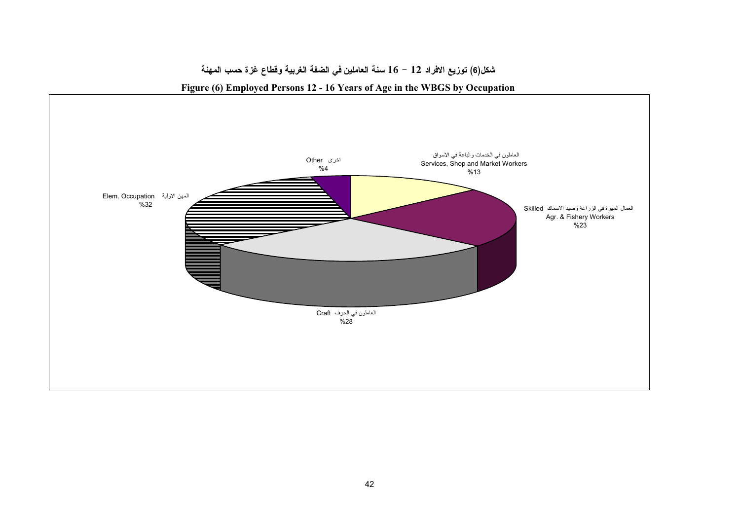**شكل(6) توزيع الافراد 12 - 16 سنة العاملين في الضفة الغربية وقطاع غزة حسب المهنة**

**Figure (6) Employed Persons 12 - 16 Years of Age in the WBGS by Occupation**

العاملون في الخدمات والباعة في الاسواق
Services, Shop and Market Workers
%13

العمال المهرة في الزراعة وصيد الاسماك Skilled
Agr. & Fishery Workers
%23

العاملون في الحرف Craft
%28

المهن الاولية Elem. Occupation
%32

اخرى Other
%4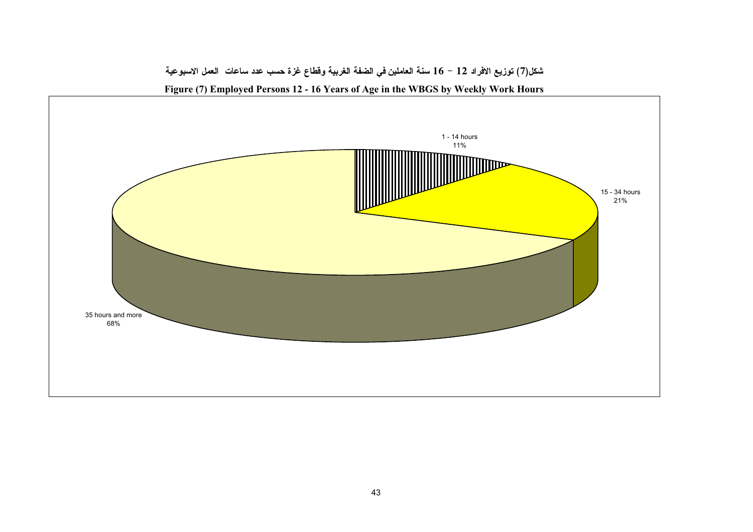شكل(7) توزيع الافراد 12 – 16 سنة العاملين في الضفة الغربية وقطاع غزة حسب عدد ساعات العمل الاسبوعية

**Figure (7) Employed Persons 12 - 16 Years of Age in the WBGS by Weekly Work Hours**

1 - 14 hours
11%

15 - 34 hours
21%

35 hours and more
68%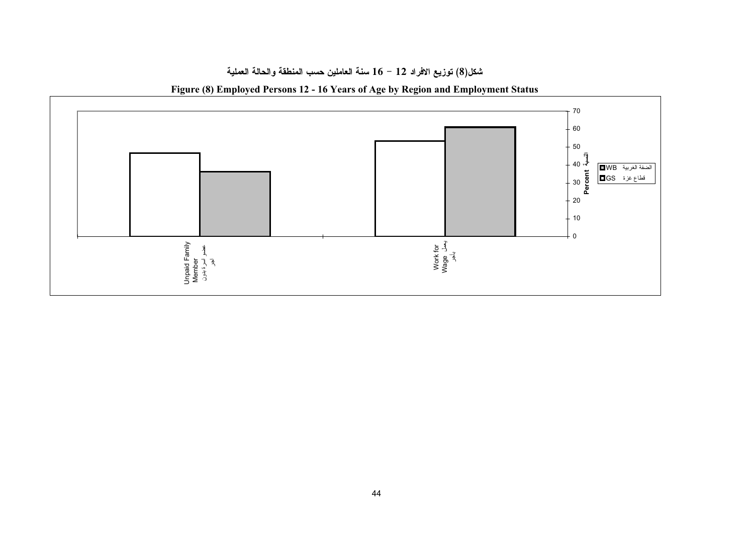**شكل(8) توزيع الافراد 12 - 16 سنة العاملين حسب المنطقة والحالة العملية**

**Figure (8) Employed Persons 12 - 16 Years of Age by Region and Employment Status**

| Employment Status | WB الضفة الغربية | GS قطاع غزة |
|---|---|---|
| Unpaid Family Member عضو اسرة بدون اجر | ~47 | ~36 |
| Work for Wage يعمل باجر | ~53 | ~61 |

Percent النسبة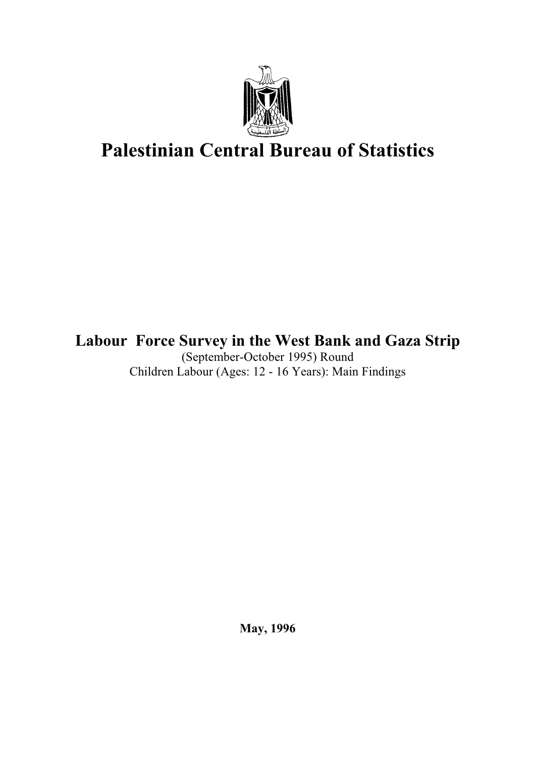# Palestinian Central Bureau of Statistics

**Labour Force Survey in the West Bank and Gaza Strip**

(September-October 1995) Round

Children Labour (Ages: 12 - 16 Years): Main Findings

**May, 1996**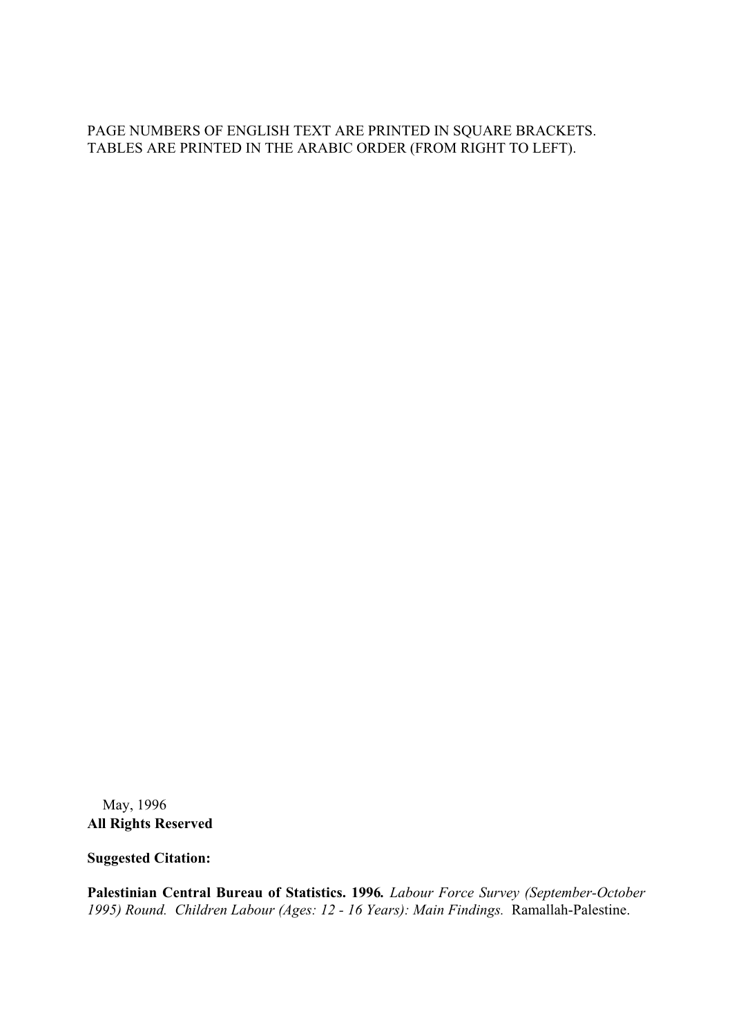PAGE NUMBERS OF ENGLISH TEXT ARE PRINTED IN SQUARE BRACKETS.
TABLES ARE PRINTED IN THE ARABIC ORDER (FROM RIGHT TO LEFT).

May, 1996

**All Rights Reserved**

**Suggested Citation:**

**Palestinian Central Bureau of Statistics. 1996.** *Labour Force Survey (September-October 1995) Round. Children Labour (Ages: 12 - 16 Years): Main Findings.* Ramallah-Palestine.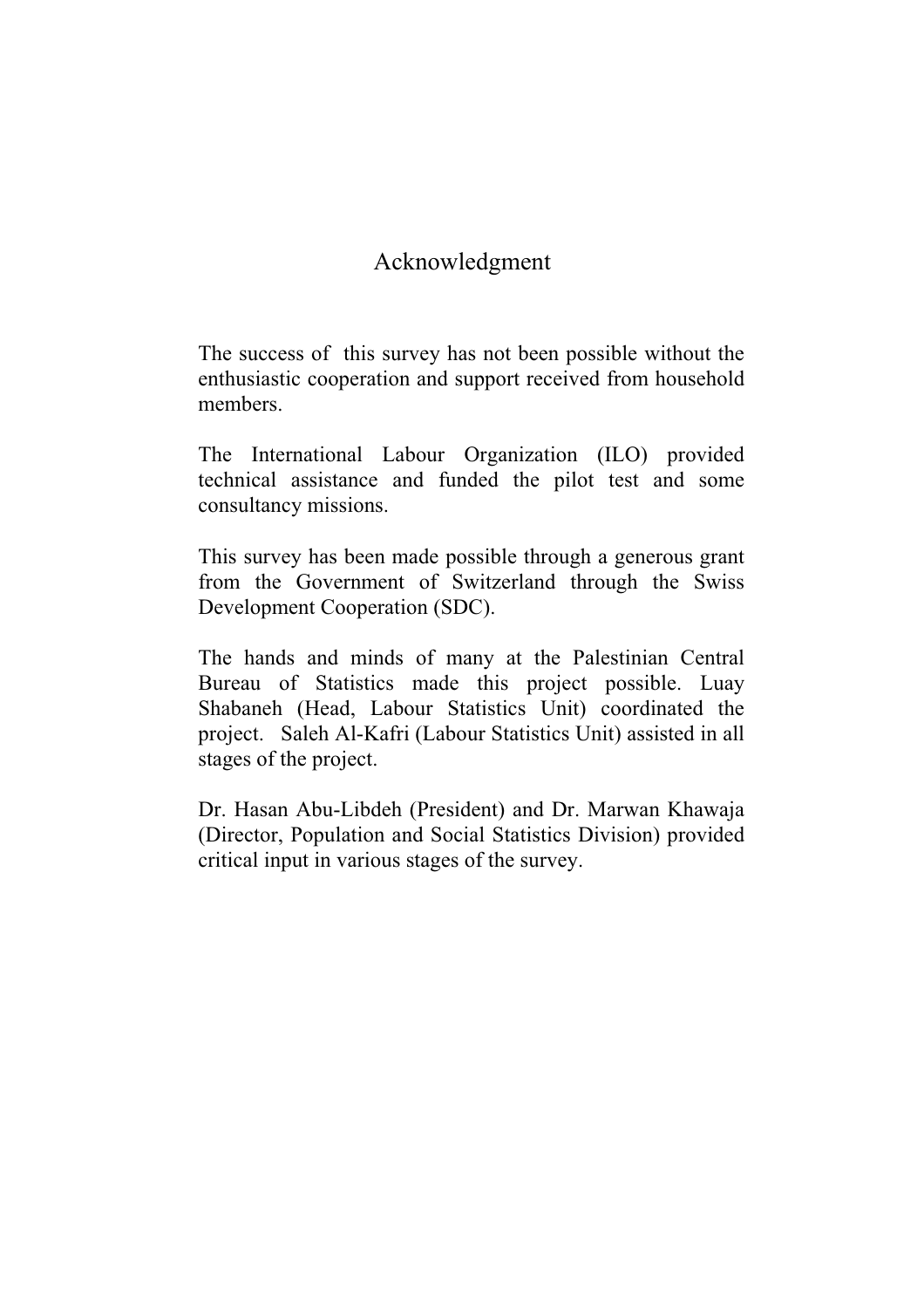# Acknowledgment

The success of this survey has not been possible without the enthusiastic cooperation and support received from household members.

The International Labour Organization (ILO) provided technical assistance and funded the pilot test and some consultancy missions.

This survey has been made possible through a generous grant from the Government of Switzerland through the Swiss Development Cooperation (SDC).

The hands and minds of many at the Palestinian Central Bureau of Statistics made this project possible. Luay Shabaneh (Head, Labour Statistics Unit) coordinated the project. Saleh Al-Kafri (Labour Statistics Unit) assisted in all stages of the project.

Dr. Hasan Abu-Libdeh (President) and Dr. Marwan Khawaja (Director, Population and Social Statistics Division) provided critical input in various stages of the survey.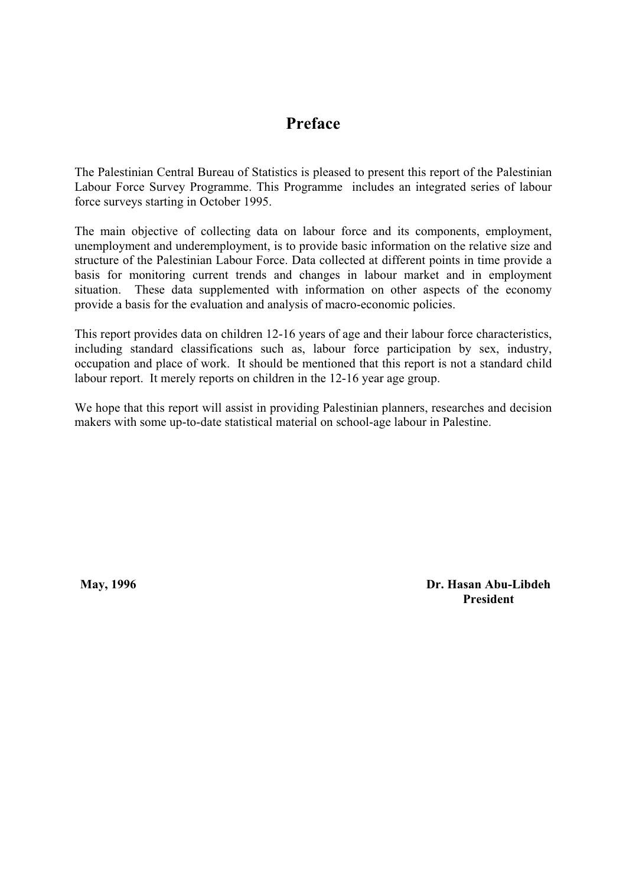# Preface

The Palestinian Central Bureau of Statistics is pleased to present this report of the Palestinian Labour Force Survey Programme. This Programme includes an integrated series of labour force surveys starting in October 1995.

The main objective of collecting data on labour force and its components, employment, unemployment and underemployment, is to provide basic information on the relative size and structure of the Palestinian Labour Force. Data collected at different points in time provide a basis for monitoring current trends and changes in labour market and in employment situation. These data supplemented with information on other aspects of the economy provide a basis for the evaluation and analysis of macro-economic policies.

This report provides data on children 12-16 years of age and their labour force characteristics, including standard classifications such as, labour force participation by sex, industry, occupation and place of work. It should be mentioned that this report is not a standard child labour report. It merely reports on children in the 12-16 year age group.

We hope that this report will assist in providing Palestinian planners, researches and decision makers with some up-to-date statistical material on school-age labour in Palestine.

**May, 1996**

**Dr. Hasan Abu-Libdeh**
**President**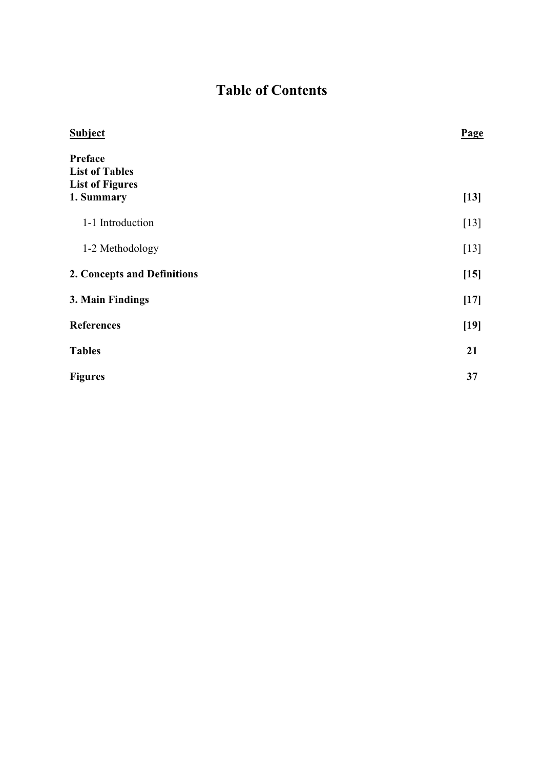# Table of Contents

| Subject | Page |
| --- | --- |
| **Preface** | |
| **List of Tables** | |
| **List of Figures** | |
| **1. Summary** | **[13]** |
| 1-1 Introduction | [13] |
| 1-2 Methodology | [13] |
| **2. Concepts and Definitions** | **[15]** |
| **3. Main Findings** | **[17]** |
| **References** | **[19]** |
| **Tables** | **21** |
| **Figures** | **37** |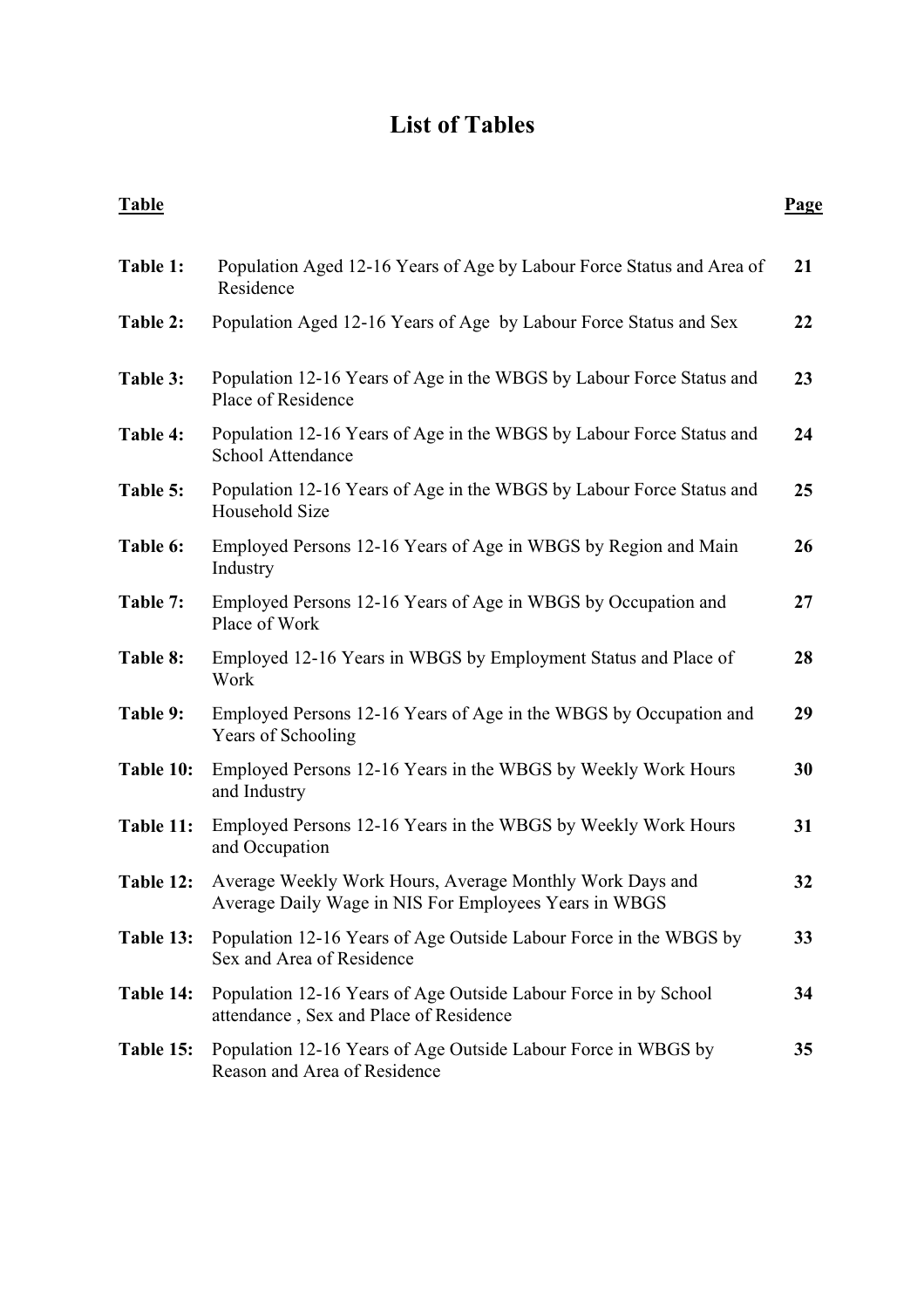# List of Tables

| Table | | Page |
|---|---|---|
| **Table 1:** | Population Aged 12-16 Years of Age by Labour Force Status and Area of Residence | **21** |
| **Table 2:** | Population Aged 12-16 Years of Age by Labour Force Status and Sex | **22** |
| **Table 3:** | Population 12-16 Years of Age in the WBGS by Labour Force Status and Place of Residence | **23** |
| **Table 4:** | Population 12-16 Years of Age in the WBGS by Labour Force Status and School Attendance | **24** |
| **Table 5:** | Population 12-16 Years of Age in the WBGS by Labour Force Status and Household Size | **25** |
| **Table 6:** | Employed Persons 12-16 Years of Age in WBGS by Region and Main Industry | **26** |
| **Table 7:** | Employed Persons 12-16 Years of Age in WBGS by Occupation and Place of Work | **27** |
| **Table 8:** | Employed 12-16 Years in WBGS by Employment Status and Place of Work | **28** |
| **Table 9:** | Employed Persons 12-16 Years of Age in the WBGS by Occupation and Years of Schooling | **29** |
| **Table 10:** | Employed Persons 12-16 Years in the WBGS by Weekly Work Hours and Industry | **30** |
| **Table 11:** | Employed Persons 12-16 Years in the WBGS by Weekly Work Hours and Occupation | **31** |
| **Table 12:** | Average Weekly Work Hours, Average Monthly Work Days and Average Daily Wage in NIS For Employees Years in WBGS | **32** |
| **Table 13:** | Population 12-16 Years of Age Outside Labour Force in the WBGS by Sex and Area of Residence | **33** |
| **Table 14:** | Population 12-16 Years of Age Outside Labour Force in by School attendance , Sex and Place of Residence | **34** |
| **Table 15:** | Population 12-16 Years of Age Outside Labour Force in WBGS by Reason and Area of Residence | **35** |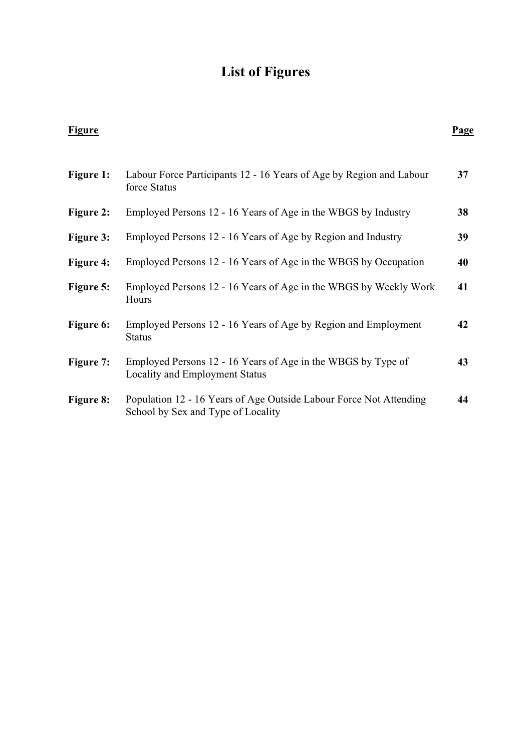# List of Figures

| Figure | | Page |
|---|---|---|
| **Figure 1:** | Labour Force Participants 12 - 16 Years of Age by Region and Labour force Status | **37** |
| **Figure 2:** | Employed Persons 12 - 16 Years of Age in the WBGS by Industry | **38** |
| **Figure 3:** | Employed Persons 12 - 16 Years of Age by Region and Industry | **39** |
| **Figure 4:** | Employed Persons 12 - 16 Years of Age in the WBGS by Occupation | **40** |
| **Figure 5:** | Employed Persons 12 - 16 Years of Age in the WBGS by Weekly Work Hours | **41** |
| **Figure 6:** | Employed Persons 12 - 16 Years of Age by Region and Employment Status | **42** |
| **Figure 7:** | Employed Persons 12 - 16 Years of Age in the WBGS by Type of Locality and Employment Status | **43** |
| **Figure 8:** | Population 12 - 16 Years of Age Outside Labour Force Not Attending School by Sex and Type of Locality | **44** |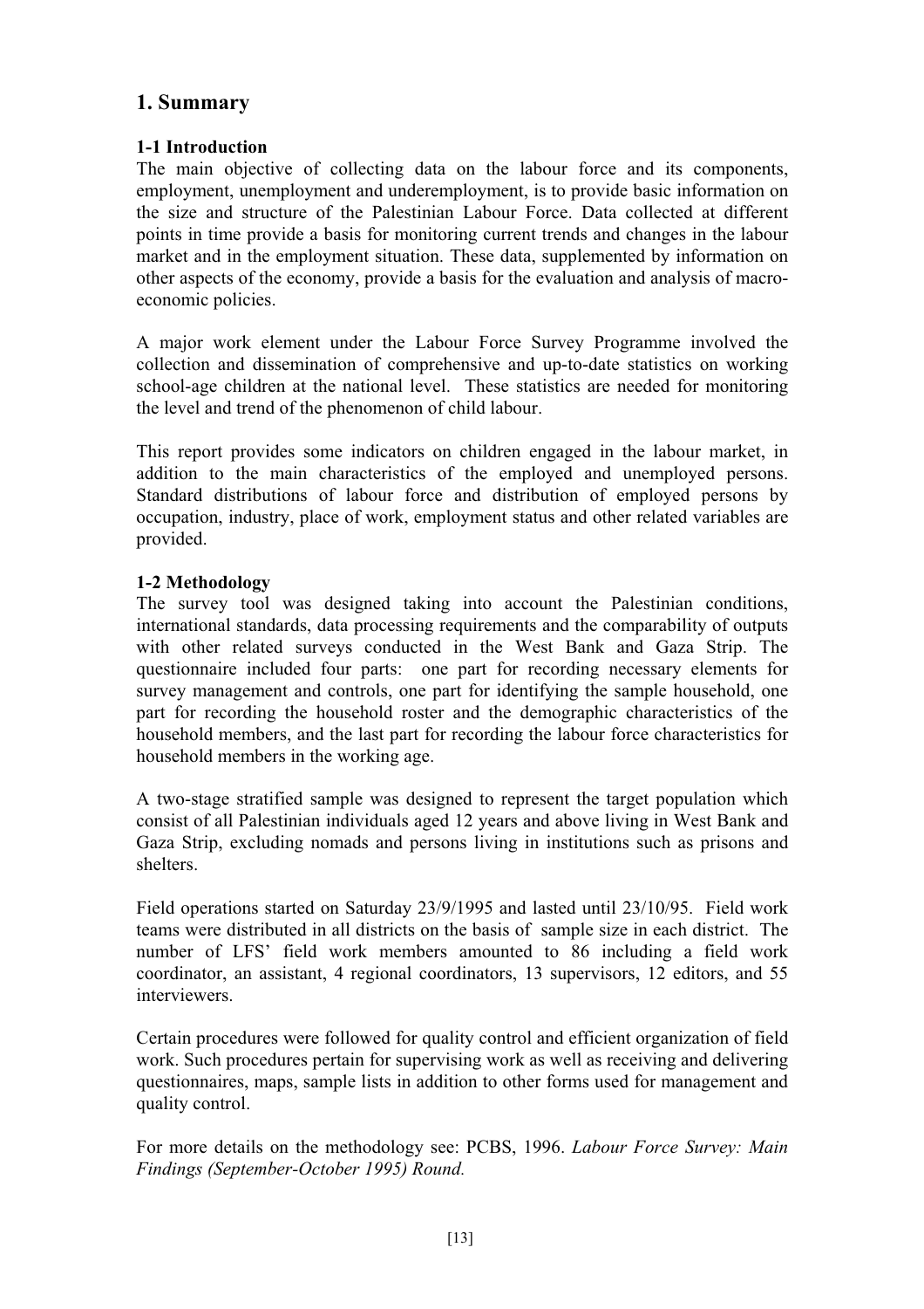## 1. Summary

### 1-1 Introduction

The main objective of collecting data on the labour force and its components, employment, unemployment and underemployment, is to provide basic information on the size and structure of the Palestinian Labour Force. Data collected at different points in time provide a basis for monitoring current trends and changes in the labour market and in the employment situation. These data, supplemented by information on other aspects of the economy, provide a basis for the evaluation and analysis of macro-economic policies.

A major work element under the Labour Force Survey Programme involved the collection and dissemination of comprehensive and up-to-date statistics on working school-age children at the national level. These statistics are needed for monitoring the level and trend of the phenomenon of child labour.

This report provides some indicators on children engaged in the labour market, in addition to the main characteristics of the employed and unemployed persons. Standard distributions of labour force and distribution of employed persons by occupation, industry, place of work, employment status and other related variables are provided.

### 1-2 Methodology

The survey tool was designed taking into account the Palestinian conditions, international standards, data processing requirements and the comparability of outputs with other related surveys conducted in the West Bank and Gaza Strip. The questionnaire included four parts: one part for recording necessary elements for survey management and controls, one part for identifying the sample household, one part for recording the household roster and the demographic characteristics of the household members, and the last part for recording the labour force characteristics for household members in the working age.

A two-stage stratified sample was designed to represent the target population which consist of all Palestinian individuals aged 12 years and above living in West Bank and Gaza Strip, excluding nomads and persons living in institutions such as prisons and shelters.

Field operations started on Saturday 23/9/1995 and lasted until 23/10/95. Field work teams were distributed in all districts on the basis of sample size in each district. The number of LFS' field work members amounted to 86 including a field work coordinator, an assistant, 4 regional coordinators, 13 supervisors, 12 editors, and 55 interviewers.

Certain procedures were followed for quality control and efficient organization of field work. Such procedures pertain for supervising work as well as receiving and delivering questionnaires, maps, sample lists in addition to other forms used for management and quality control.

For more details on the methodology see: PCBS, 1996. *Labour Force Survey: Main Findings (September-October 1995) Round.*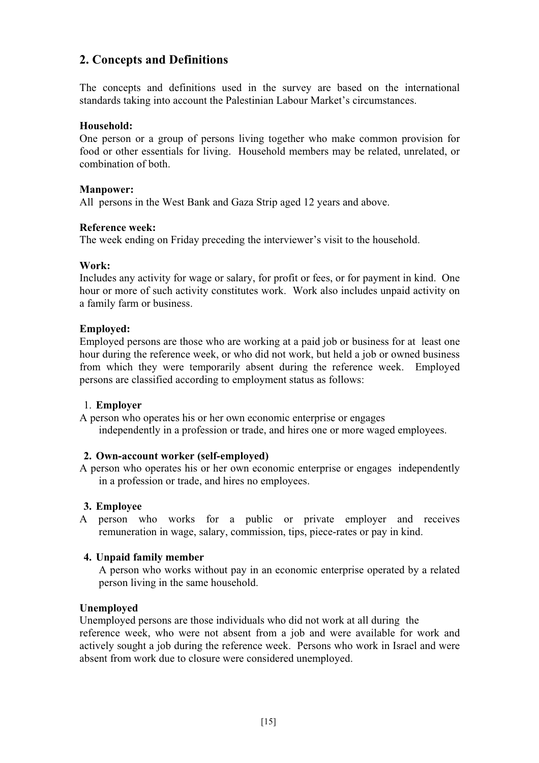## 2. Concepts and Definitions

The concepts and definitions used in the survey are based on the international standards taking into account the Palestinian Labour Market's circumstances.

**Household:**
One person or a group of persons living together who make common provision for food or other essentials for living. Household members may be related, unrelated, or combination of both.

**Manpower:**
All persons in the West Bank and Gaza Strip aged 12 years and above.

**Reference week:**
The week ending on Friday preceding the interviewer's visit to the household.

**Work:**
Includes any activity for wage or salary, for profit or fees, or for payment in kind. One hour or more of such activity constitutes work. Work also includes unpaid activity on a family farm or business.

**Employed:**
Employed persons are those who are working at a paid job or business for at least one hour during the reference week, or who did not work, but held a job or owned business from which they were temporarily absent during the reference week. Employed persons are classified according to employment status as follows:

1. **Employer**
A person who operates his or her own economic enterprise or engages independently in a profession or trade, and hires one or more waged employees.

2. **Own-account worker (self-employed)**
A person who operates his or her own economic enterprise or engages independently in a profession or trade, and hires no employees.

3. **Employee**
A person who works for a public or private employer and receives remuneration in wage, salary, commission, tips, piece-rates or pay in kind.

4. **Unpaid family member**
A person who works without pay in an economic enterprise operated by a related person living in the same household.

**Unemployed**
Unemployed persons are those individuals who did not work at all during the reference week, who were not absent from a job and were available for work and actively sought a job during the reference week. Persons who work in Israel and were absent from work due to closure were considered unemployed.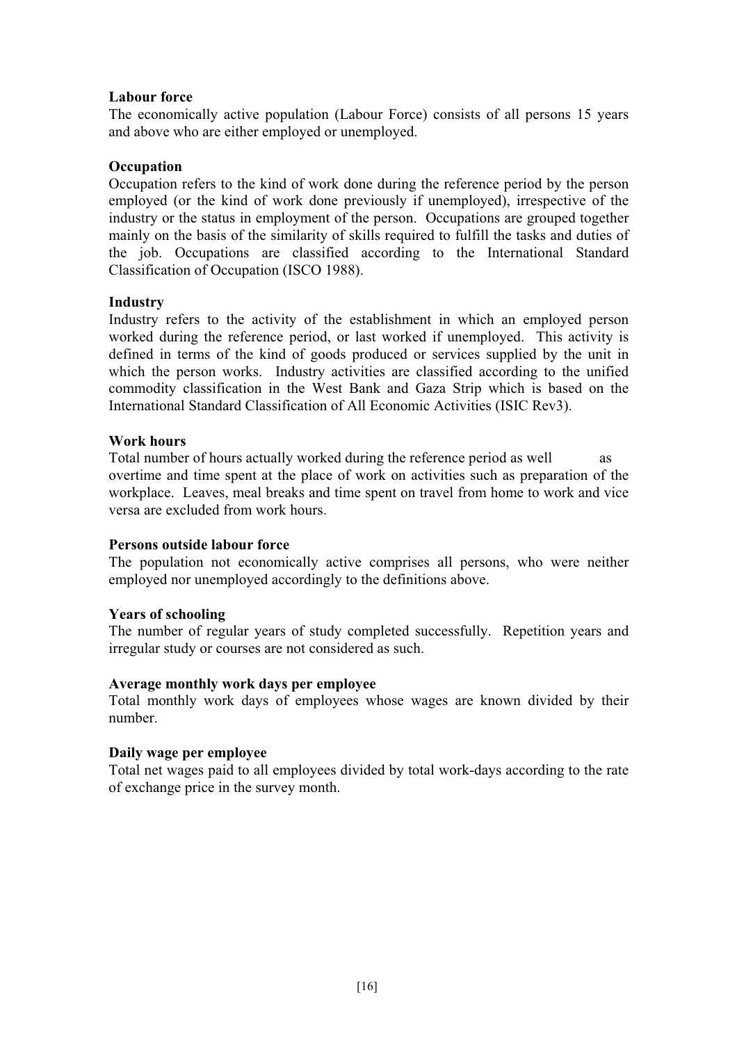**Labour force**
The economically active population (Labour Force) consists of all persons 15 years and above who are either employed or unemployed.

**Occupation**
Occupation refers to the kind of work done during the reference period by the person employed (or the kind of work done previously if unemployed), irrespective of the industry or the status in employment of the person. Occupations are grouped together mainly on the basis of the similarity of skills required to fulfill the tasks and duties of the job. Occupations are classified according to the International Standard Classification of Occupation (ISCO 1988).

**Industry**
Industry refers to the activity of the establishment in which an employed person worked during the reference period, or last worked if unemployed. This activity is defined in terms of the kind of goods produced or services supplied by the unit in which the person works. Industry activities are classified according to the unified commodity classification in the West Bank and Gaza Strip which is based on the International Standard Classification of All Economic Activities (ISIC Rev3).

**Work hours**
Total number of hours actually worked during the reference period as well as overtime and time spent at the place of work on activities such as preparation of the workplace. Leaves, meal breaks and time spent on travel from home to work and vice versa are excluded from work hours.

**Persons outside labour force**
The population not economically active comprises all persons, who were neither employed nor unemployed accordingly to the definitions above.

**Years of schooling**
The number of regular years of study completed successfully. Repetition years and irregular study or courses are not considered as such.

**Average monthly work days per employee**
Total monthly work days of employees whose wages are known divided by their number.

**Daily wage per employee**
Total net wages paid to all employees divided by total work-days according to the rate of exchange price in the survey month.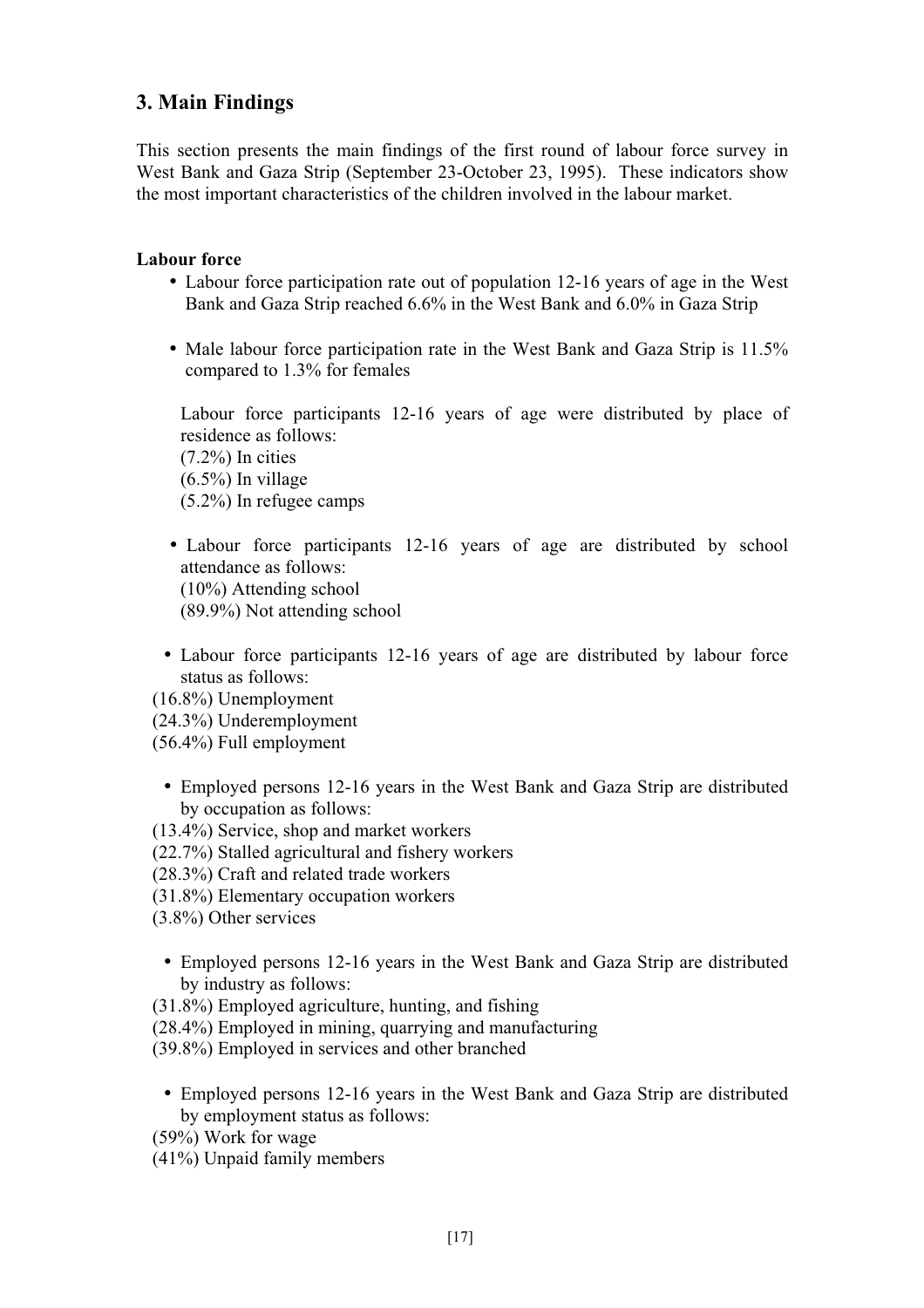## 3. Main Findings

This section presents the main findings of the first round of labour force survey in West Bank and Gaza Strip (September 23-October 23, 1995). These indicators show the most important characteristics of the children involved in the labour market.

**Labour force**

- Labour force participation rate out of population 12-16 years of age in the West Bank and Gaza Strip reached 6.6% in the West Bank and 6.0% in Gaza Strip

- Male labour force participation rate in the West Bank and Gaza Strip is 11.5% compared to 1.3% for females

  Labour force participants 12-16 years of age were distributed by place of residence as follows:
  (7.2%) In cities
  (6.5%) In village
  (5.2%) In refugee camps

- Labour force participants 12-16 years of age are distributed by school attendance as follows:
  (10%) Attending school
  (89.9%) Not attending school

- Labour force participants 12-16 years of age are distributed by labour force status as follows:
  (16.8%) Unemployment
  (24.3%) Underemployment
  (56.4%) Full employment

- Employed persons 12-16 years in the West Bank and Gaza Strip are distributed by occupation as follows:
  (13.4%) Service, shop and market workers
  (22.7%) Stalled agricultural and fishery workers
  (28.3%) Craft and related trade workers
  (31.8%) Elementary occupation workers
  (3.8%) Other services

- Employed persons 12-16 years in the West Bank and Gaza Strip are distributed by industry as follows:
  (31.8%) Employed agriculture, hunting, and fishing
  (28.4%) Employed in mining, quarrying and manufacturing
  (39.8%) Employed in services and other branched

- Employed persons 12-16 years in the West Bank and Gaza Strip are distributed by employment status as follows:
  (59%) Work for wage
  (41%) Unpaid family members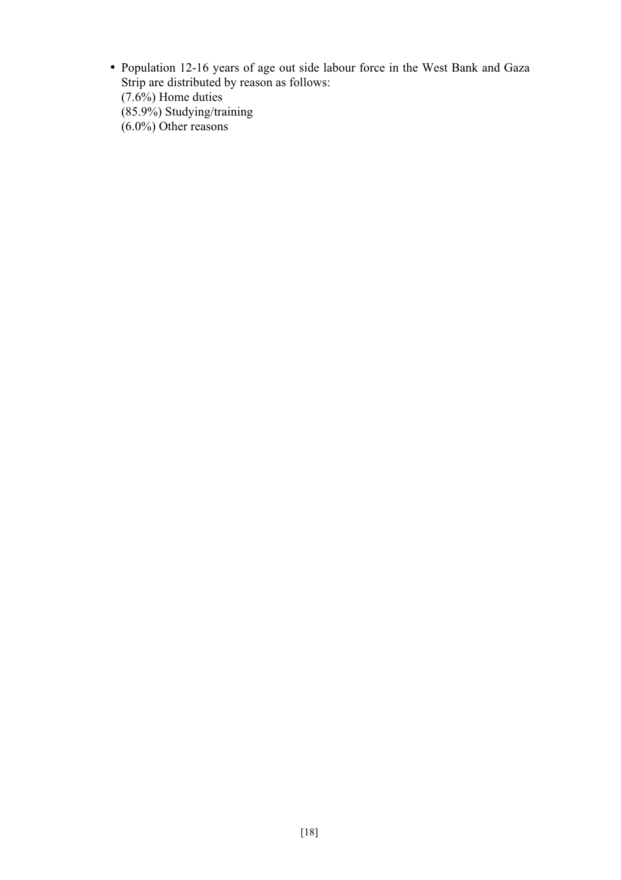- Population 12-16 years of age out side labour force in the West Bank and Gaza Strip are distributed by reason as follows:
  (7.6%) Home duties
  (85.9%) Studying/training
  (6.0%) Other reasons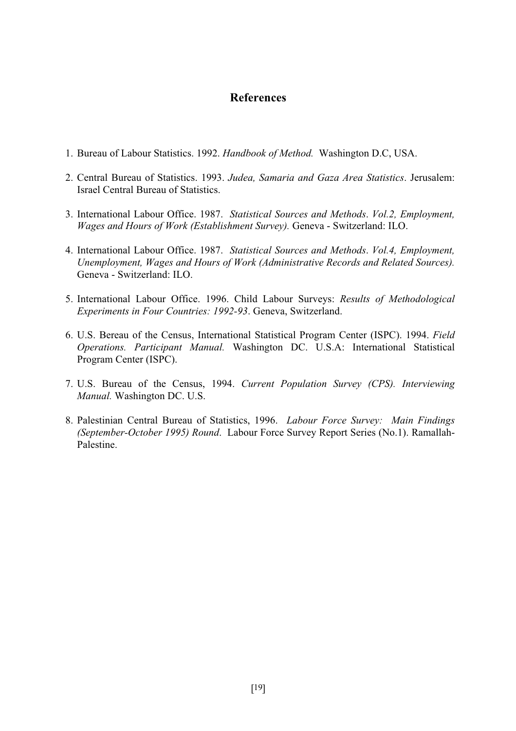# References

1. Bureau of Labour Statistics. 1992. *Handbook of Method.* Washington D.C, USA.

2. Central Bureau of Statistics. 1993. *Judea, Samaria and Gaza Area Statistics*. Jerusalem: Israel Central Bureau of Statistics.

3. International Labour Office. 1987. *Statistical Sources and Methods*. *Vol.2, Employment, Wages and Hours of Work (Establishment Survey).* Geneva - Switzerland: ILO.

4. International Labour Office. 1987. *Statistical Sources and Methods*. *Vol.4, Employment, Unemployment, Wages and Hours of Work (Administrative Records and Related Sources).* Geneva - Switzerland: ILO.

5. International Labour Office. 1996. Child Labour Surveys: *Results of Methodological Experiments in Four Countries: 1992-93*. Geneva, Switzerland.

6. U.S. Bereau of the Census, International Statistical Program Center (ISPC). 1994. *Field Operations. Participant Manual.* Washington DC. U.S.A: International Statistical Program Center (ISPC).

7. U.S. Bureau of the Census, 1994. *Current Population Survey (CPS). Interviewing Manual.* Washington DC. U.S.

8. Palestinian Central Bureau of Statistics, 1996. *Labour Force Survey: Main Findings (September-October 1995) Round*. Labour Force Survey Report Series (No.1). Ramallah-Palestine.